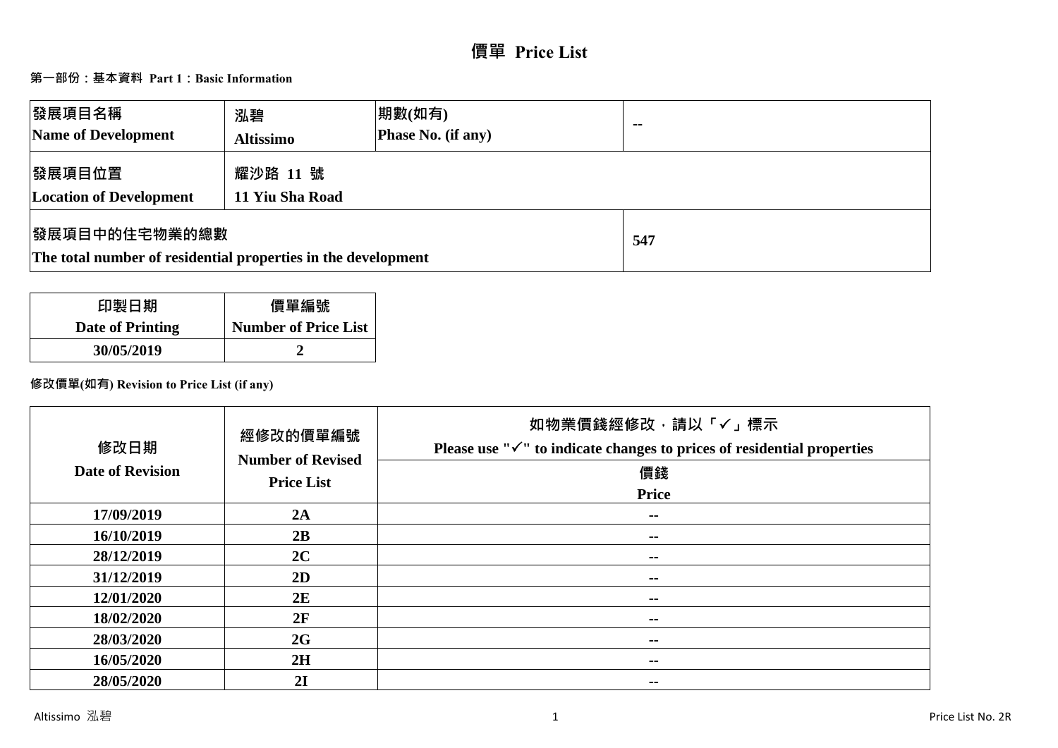# 價單 Price List

## 第一部份：基本資料 Part 1：Basic Information

| 發展項目名稱<br>Name of Development | 泓碧<br>Altissimo | 期數(如有)<br>Phase No. (if any) | -- |
|---|---|---|---|
| 發展項目位置<br>Location of Development | 耀沙路 11 號<br>11 Yiu Sha Road | | |
| 發展項目中的住宅物業的總數<br>The total number of residential properties in the development | | | 547 |

| 印製日期<br>Date of Printing | 價單編號<br>Number of Price List |
|---|---|
| 30/05/2019 | 2 |

**修改價單(如有) Revision to Price List (if any)**

| 修改日期<br>Date of Revision | 經修改的價單編號<br>Number of Revised Price List | 如物業價錢經修改，請以「✓」標示<br>Please use "✓" to indicate changes to prices of residential properties<br>價錢<br>Price |
|---|---|---|
| 17/09/2019 | 2A | -- |
| 16/10/2019 | 2B | -- |
| 28/12/2019 | 2C | -- |
| 31/12/2019 | 2D | -- |
| 12/01/2020 | 2E | -- |
| 18/02/2020 | 2F | -- |
| 28/03/2020 | 2G | -- |
| 16/05/2020 | 2H | -- |
| 28/05/2020 | 2I | -- |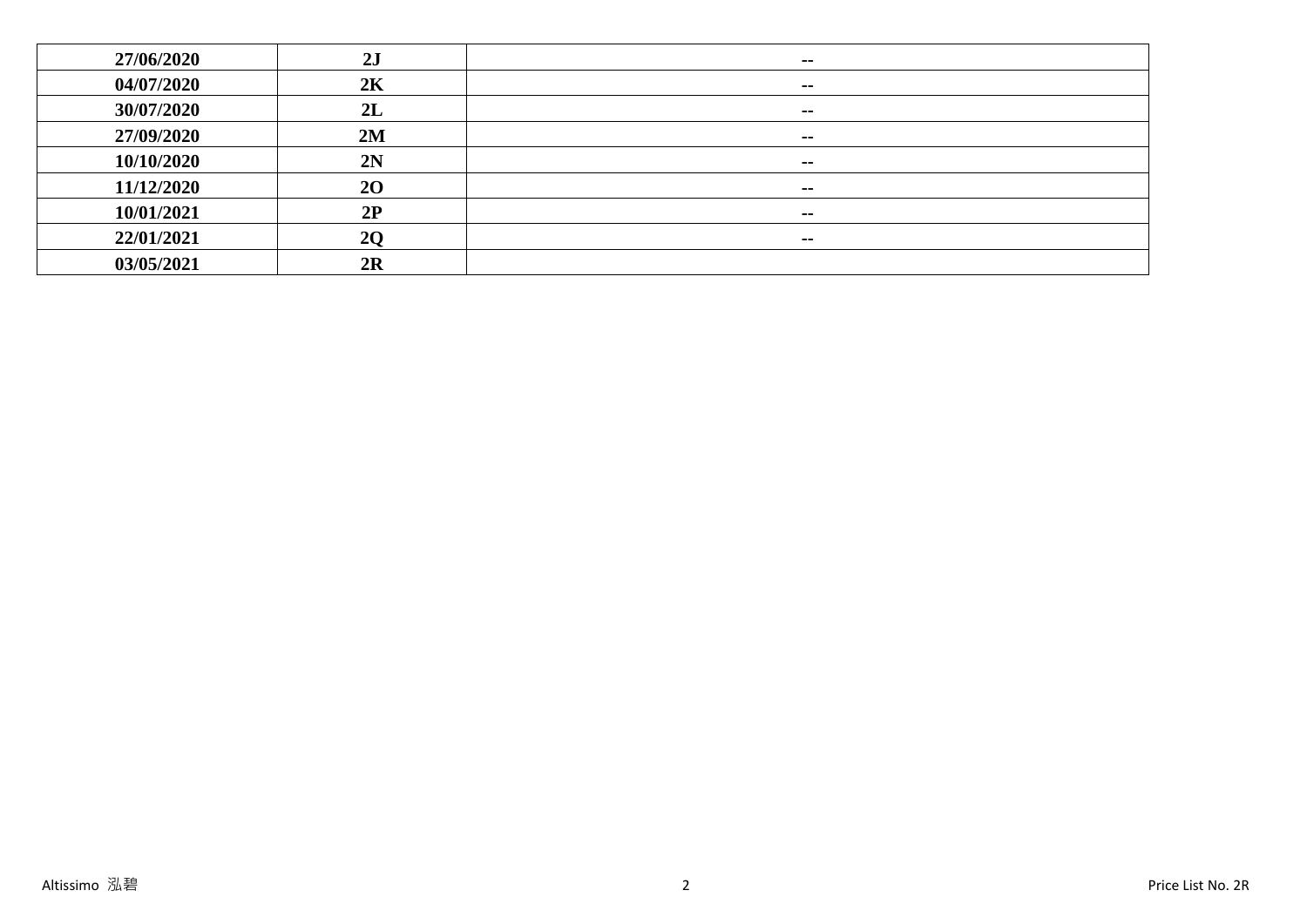| | | |
|---|---|---|
| 27/06/2020 | 2J | -- |
| 04/07/2020 | 2K | -- |
| 30/07/2020 | 2L | -- |
| 27/09/2020 | 2M | -- |
| 10/10/2020 | 2N | -- |
| 11/12/2020 | 2O | -- |
| 10/01/2021 | 2P | -- |
| 22/01/2021 | 2Q | -- |
| 03/05/2021 | 2R | |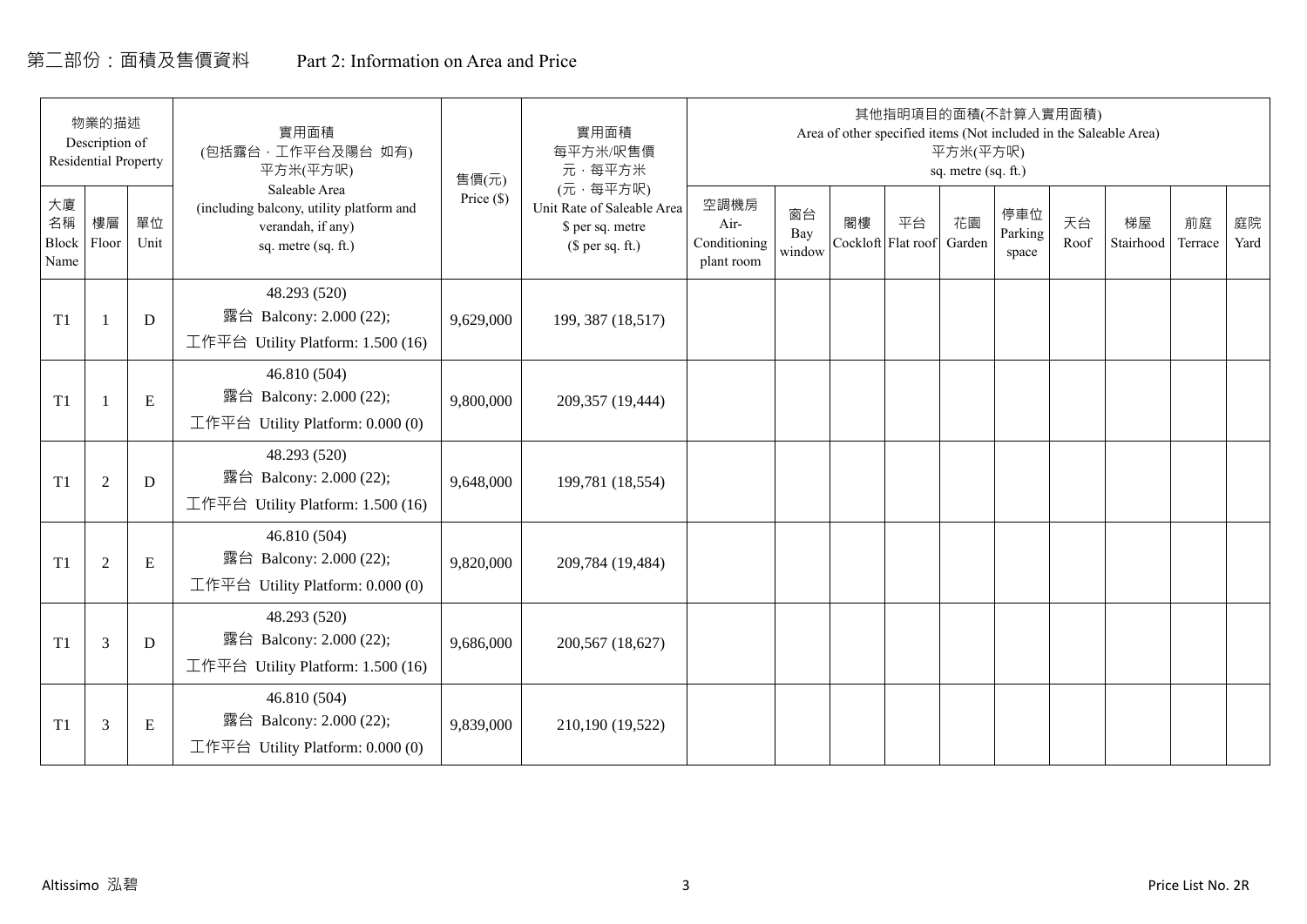# 第二部份：面積及售價資料　　Part 2: Information on Area and Price

| 物業的描述 Description of Residential Property | | | 實用面積 (包括露台，工作平台及陽台 如有) 平方米(平方呎) Saleable Area (including balcony, utility platform and verandah, if any) sq. metre (sq. ft.) | 售價(元) Price ($) | 實用面積 每平方米/呎售價 元，每平方米 (元，每平方呎) Unit Rate of Saleable Area $ per sq. metre ($ per sq. ft.) | 其他指明項目的面積(不計算入實用面積) Area of other specified items (Not included in the Saleable Area) 平方米(平方呎) sq. metre (sq. ft.) | | | | | | | | | |
|---|---|---|---|---|---|---|---|---|---|---|---|---|---|---|---|
| 大廈名稱 Block Name | 樓層 Floor | 單位 Unit | | | | 空調機房 Air-Conditioning plant room | 窗台 Bay window | 閣樓 Cockloft | 平台 Flat roof | 花園 Garden | 停車位 Parking space | 天台 Roof | 梯屋 Stairhood | 前庭 Terrace | 庭院 Yard |
| T1 | 1 | D | 48.293 (520) 露台 Balcony: 2.000 (22); 工作平台 Utility Platform: 1.500 (16) | 9,629,000 | 199, 387 (18,517) | | | | | | | | | | |
| T1 | 1 | E | 46.810 (504) 露台 Balcony: 2.000 (22); 工作平台 Utility Platform: 0.000 (0) | 9,800,000 | 209,357 (19,444) | | | | | | | | | | |
| T1 | 2 | D | 48.293 (520) 露台 Balcony: 2.000 (22); 工作平台 Utility Platform: 1.500 (16) | 9,648,000 | 199,781 (18,554) | | | | | | | | | | |
| T1 | 2 | E | 46.810 (504) 露台 Balcony: 2.000 (22); 工作平台 Utility Platform: 0.000 (0) | 9,820,000 | 209,784 (19,484) | | | | | | | | | | |
| T1 | 3 | D | 48.293 (520) 露台 Balcony: 2.000 (22); 工作平台 Utility Platform: 1.500 (16) | 9,686,000 | 200,567 (18,627) | | | | | | | | | | |
| T1 | 3 | E | 46.810 (504) 露台 Balcony: 2.000 (22); 工作平台 Utility Platform: 0.000 (0) | 9,839,000 | 210,190 (19,522) | | | | | | | | | | |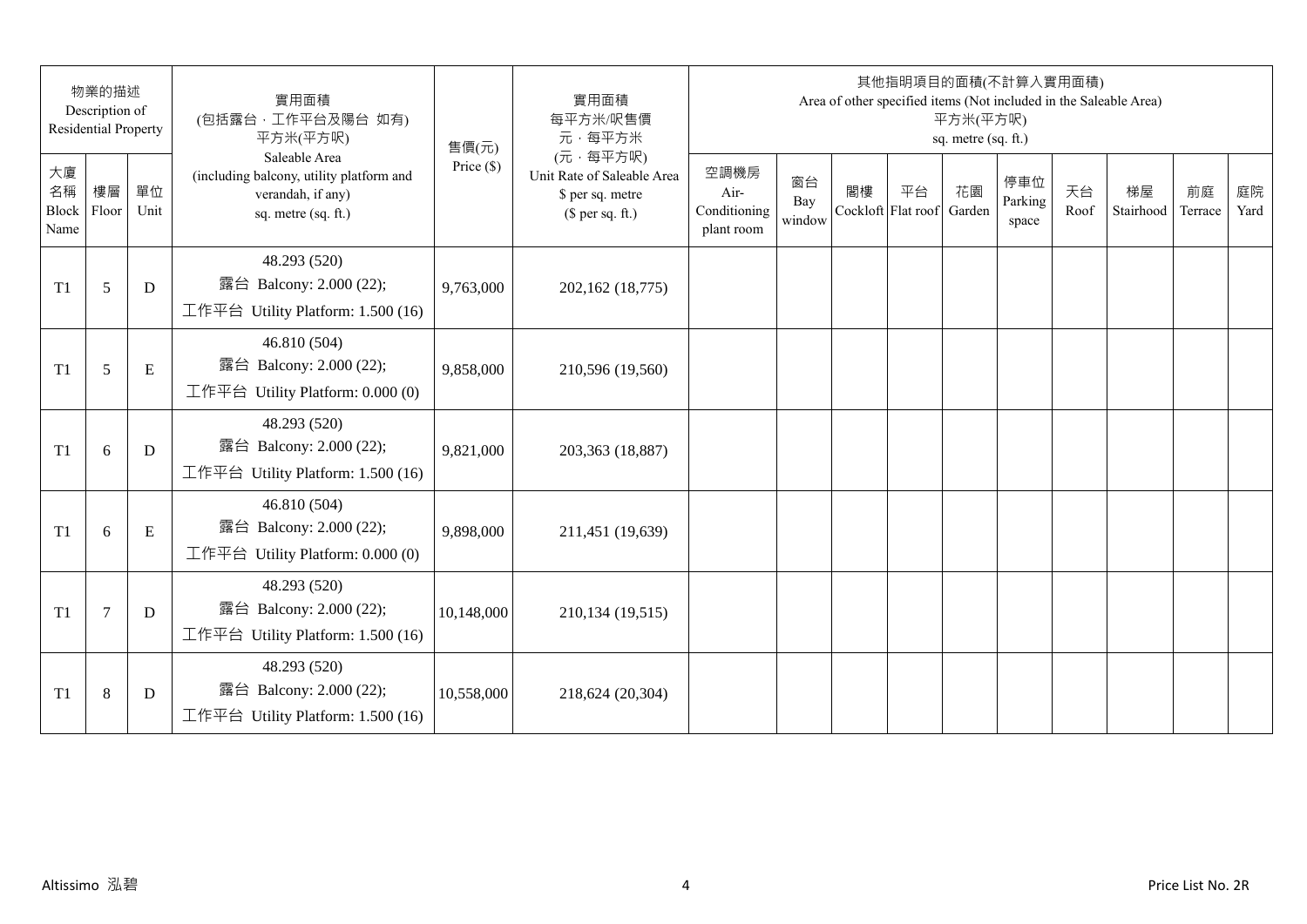| 物業的描述 Description of Residential Property | | | 實用面積 (包括露台,工作平台及陽台 如有) 平方米(平方呎) | 售價(元) | 實用面積 每平方米/呎售價 元,每平方米 (元,每平方呎) | 其他指明項目的面積(不計算入實用面積) Area of other specified items (Not included in the Saleable Area) 平方米(平方呎) sq. metre (sq. ft.) | | | | | | | | | |
|---|---|---|---|---|---|---|---|---|---|---|---|---|---|---|---|
| 大廈名稱 Block Name | 樓層 Floor | 單位 Unit | Saleable Area (including balcony, utility platform and verandah, if any) sq. metre (sq. ft.) | Price ($) | Unit Rate of Saleable Area $ per sq. metre ($ per sq. ft.) | 空調機房 Air-Conditioning plant room | 窗台 Bay window | 閣樓 Cockloft | 平台 Flat roof | 花園 Garden | 停車位 Parking space | 天台 Roof | 梯屋 Stairhood | 前庭 Terrace | 庭院 Yard |
| T1 | 5 | D | 48.293 (520)<br>露台 Balcony: 2.000 (22);<br>工作平台 Utility Platform: 1.500 (16) | 9,763,000 | 202,162 (18,775) | | | | | | | | | | |
| T1 | 5 | E | 46.810 (504)<br>露台 Balcony: 2.000 (22);<br>工作平台 Utility Platform: 0.000 (0) | 9,858,000 | 210,596 (19,560) | | | | | | | | | | |
| T1 | 6 | D | 48.293 (520)<br>露台 Balcony: 2.000 (22);<br>工作平台 Utility Platform: 1.500 (16) | 9,821,000 | 203,363 (18,887) | | | | | | | | | | |
| T1 | 6 | E | 46.810 (504)<br>露台 Balcony: 2.000 (22);<br>工作平台 Utility Platform: 0.000 (0) | 9,898,000 | 211,451 (19,639) | | | | | | | | | | |
| T1 | 7 | D | 48.293 (520)<br>露台 Balcony: 2.000 (22);<br>工作平台 Utility Platform: 1.500 (16) | 10,148,000 | 210,134 (19,515) | | | | | | | | | | |
| T1 | 8 | D | 48.293 (520)<br>露台 Balcony: 2.000 (22);<br>工作平台 Utility Platform: 1.500 (16) | 10,558,000 | 218,624 (20,304) | | | | | | | | | | |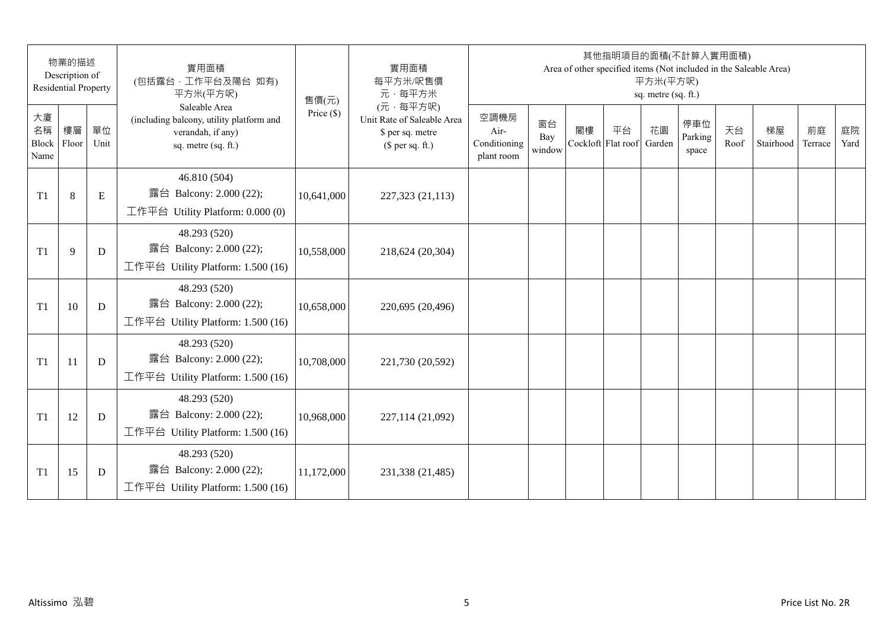| 物業的描述 Description of Residential Property | | | 實用面積 (包括露台．工作平台及陽台 如有) 平方米(平方呎) Saleable Area (including balcony, utility platform and verandah, if any) sq. metre (sq. ft.) | 售價(元) Price ($) | 實用面積 每平方米/呎售價 元．每平方米 (元．每平方呎) Unit Rate of Saleable Area $ per sq. metre ($ per sq. ft.) | 其他指明項目的面積(不計算入實用面積) Area of other specified items (Not included in the Saleable Area) 平方米(平方呎) sq. metre (sq. ft.) | | | | | | | | | |
|---|---|---|---|---|---|---|---|---|---|---|---|---|---|---|---|
| 大廈名稱 Block Name | 樓層 Floor | 單位 Unit | | | | 空調機房 Air-Conditioning plant room | 窗台 Bay window | 閣樓 Cockloft | 平台 Flat roof | 花園 Garden | 停車位 Parking space | 天台 Roof | 梯屋 Stairhood | 前庭 Terrace | 庭院 Yard |
| T1 | 8 | E | 46.810 (504) 露台 Balcony: 2.000 (22); 工作平台 Utility Platform: 0.000 (0) | 10,641,000 | 227,323 (21,113) | | | | | | | | | | |
| T1 | 9 | D | 48.293 (520) 露台 Balcony: 2.000 (22); 工作平台 Utility Platform: 1.500 (16) | 10,558,000 | 218,624 (20,304) | | | | | | | | | | |
| T1 | 10 | D | 48.293 (520) 露台 Balcony: 2.000 (22); 工作平台 Utility Platform: 1.500 (16) | 10,658,000 | 220,695 (20,496) | | | | | | | | | | |
| T1 | 11 | D | 48.293 (520) 露台 Balcony: 2.000 (22); 工作平台 Utility Platform: 1.500 (16) | 10,708,000 | 221,730 (20,592) | | | | | | | | | | |
| T1 | 12 | D | 48.293 (520) 露台 Balcony: 2.000 (22); 工作平台 Utility Platform: 1.500 (16) | 10,968,000 | 227,114 (21,092) | | | | | | | | | | |
| T1 | 15 | D | 48.293 (520) 露台 Balcony: 2.000 (22); 工作平台 Utility Platform: 1.500 (16) | 11,172,000 | 231,338 (21,485) | | | | | | | | | | |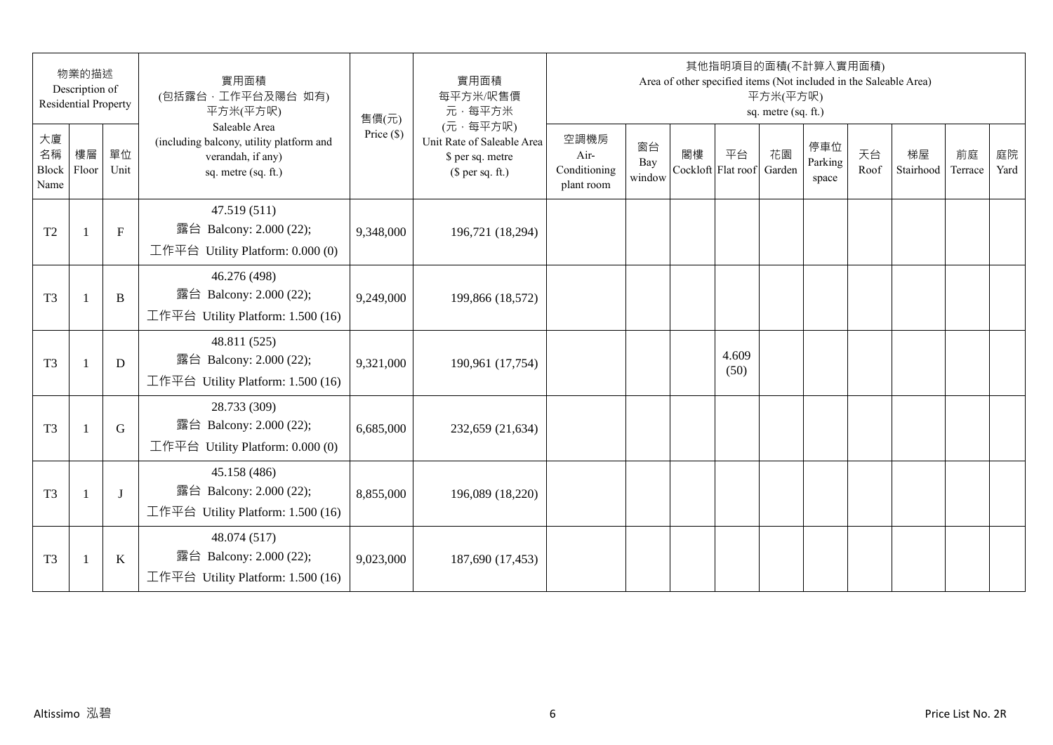| 物業的描述 Description of Residential Property | | | 實用面積 (包括露台．工作平台及陽台 如有) 平方米(平方呎) Saleable Area (including balcony, utility platform and verandah, if any) sq. metre (sq. ft.) | 售價(元) Price ($) | 實用面積 每平方米/呎售價 元．每平方米 (元．每平方呎) Unit Rate of Saleable Area $ per sq. metre ($ per sq. ft.) | 其他指明項目的面積(不計算入實用面積) Area of other specified items (Not included in the Saleable Area) 平方米(平方呎) sq. metre (sq. ft.) | | | | | | | | | |
|---|---|---|---|---|---|---|---|---|---|---|---|---|---|---|---|
| 大廈名稱 Block Name | 樓層 Floor | 單位 Unit | | | | 空調機房 Air-Conditioning plant room | 窗台 Bay window | 閣樓 Cockloft | 平台 Flat roof | 花園 Garden | 停車位 Parking space | 天台 Roof | 梯屋 Stairhood | 前庭 Terrace | 庭院 Yard |
| T2 | 1 | F | 47.519 (511) 露台 Balcony: 2.000 (22); 工作平台 Utility Platform: 0.000 (0) | 9,348,000 | 196,721 (18,294) | | | | | | | | | | |
| T3 | 1 | B | 46.276 (498) 露台 Balcony: 2.000 (22); 工作平台 Utility Platform: 1.500 (16) | 9,249,000 | 199,866 (18,572) | | | | | | | | | | |
| T3 | 1 | D | 48.811 (525) 露台 Balcony: 2.000 (22); 工作平台 Utility Platform: 1.500 (16) | 9,321,000 | 190,961 (17,754) | | | | 4.609 (50) | | | | | | |
| T3 | 1 | G | 28.733 (309) 露台 Balcony: 2.000 (22); 工作平台 Utility Platform: 0.000 (0) | 6,685,000 | 232,659 (21,634) | | | | | | | | | | |
| T3 | 1 | J | 45.158 (486) 露台 Balcony: 2.000 (22); 工作平台 Utility Platform: 1.500 (16) | 8,855,000 | 196,089 (18,220) | | | | | | | | | | |
| T3 | 1 | K | 48.074 (517) 露台 Balcony: 2.000 (22); 工作平台 Utility Platform: 1.500 (16) | 9,023,000 | 187,690 (17,453) | | | | | | | | | | |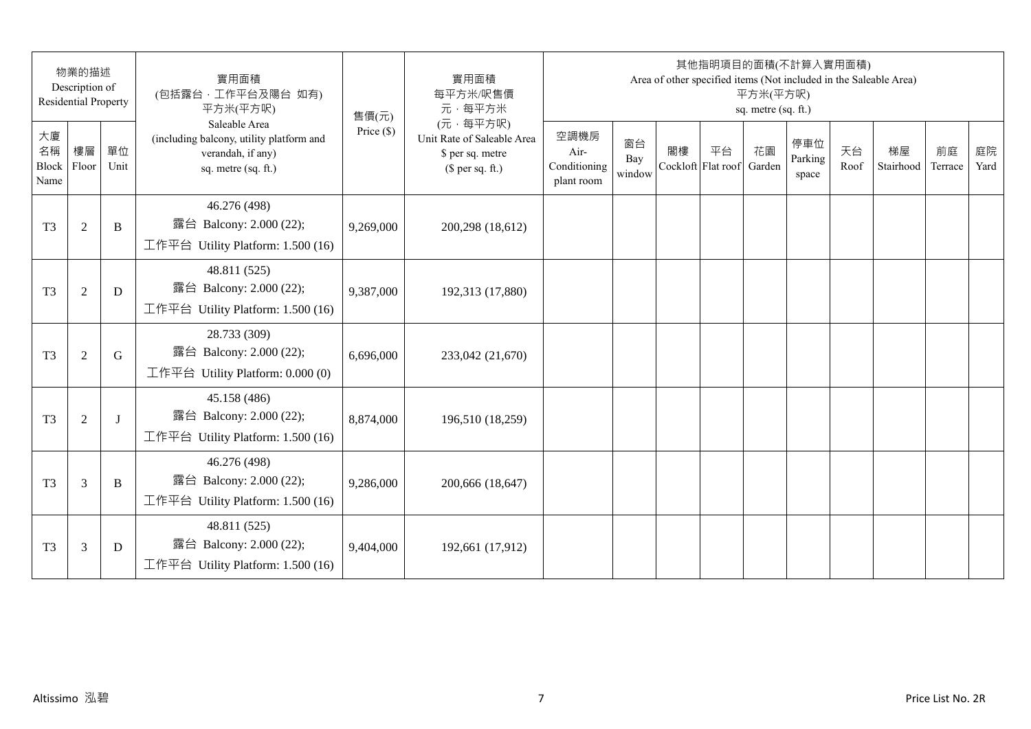| 物業的描述 Description of Residential Property | | | 實用面積 (包括露台．工作平台及陽台 如有) 平方米(平方呎) Saleable Area (including balcony, utility platform and verandah, if any) sq. metre (sq. ft.) | 售價(元) Price ($) | 實用面積 每平方米/呎售價 元．每平方米 (元．每平方呎) Unit Rate of Saleable Area $ per sq. metre ($ per sq. ft.) | 其他指明項目的面積(不計算入實用面積) Area of other specified items (Not included in the Saleable Area) 平方米(平方呎) sq. metre (sq. ft.) | | | | | | | | | |
|---|---|---|---|---|---|---|---|---|---|---|---|---|---|---|---|
| 大廈名稱 Block Name | 樓層 Floor | 單位 Unit | | | | 空調機房 Air-Conditioning plant room | 窗台 Bay window | 閣樓 Cockloft | 平台 Flat roof | 花園 Garden | 停車位 Parking space | 天台 Roof | 梯屋 Stairhood | 前庭 Terrace | 庭院 Yard |
| T3 | 2 | B | 46.276 (498) 露台 Balcony: 2.000 (22); 工作平台 Utility Platform: 1.500 (16) | 9,269,000 | 200,298 (18,612) | | | | | | | | | | |
| T3 | 2 | D | 48.811 (525) 露台 Balcony: 2.000 (22); 工作平台 Utility Platform: 1.500 (16) | 9,387,000 | 192,313 (17,880) | | | | | | | | | | |
| T3 | 2 | G | 28.733 (309) 露台 Balcony: 2.000 (22); 工作平台 Utility Platform: 0.000 (0) | 6,696,000 | 233,042 (21,670) | | | | | | | | | | |
| T3 | 2 | J | 45.158 (486) 露台 Balcony: 2.000 (22); 工作平台 Utility Platform: 1.500 (16) | 8,874,000 | 196,510 (18,259) | | | | | | | | | | |
| T3 | 3 | B | 46.276 (498) 露台 Balcony: 2.000 (22); 工作平台 Utility Platform: 1.500 (16) | 9,286,000 | 200,666 (18,647) | | | | | | | | | | |
| T3 | 3 | D | 48.811 (525) 露台 Balcony: 2.000 (22); 工作平台 Utility Platform: 1.500 (16) | 9,404,000 | 192,661 (17,912) | | | | | | | | | | |

Altissimo 泓碧

Price List No. 2R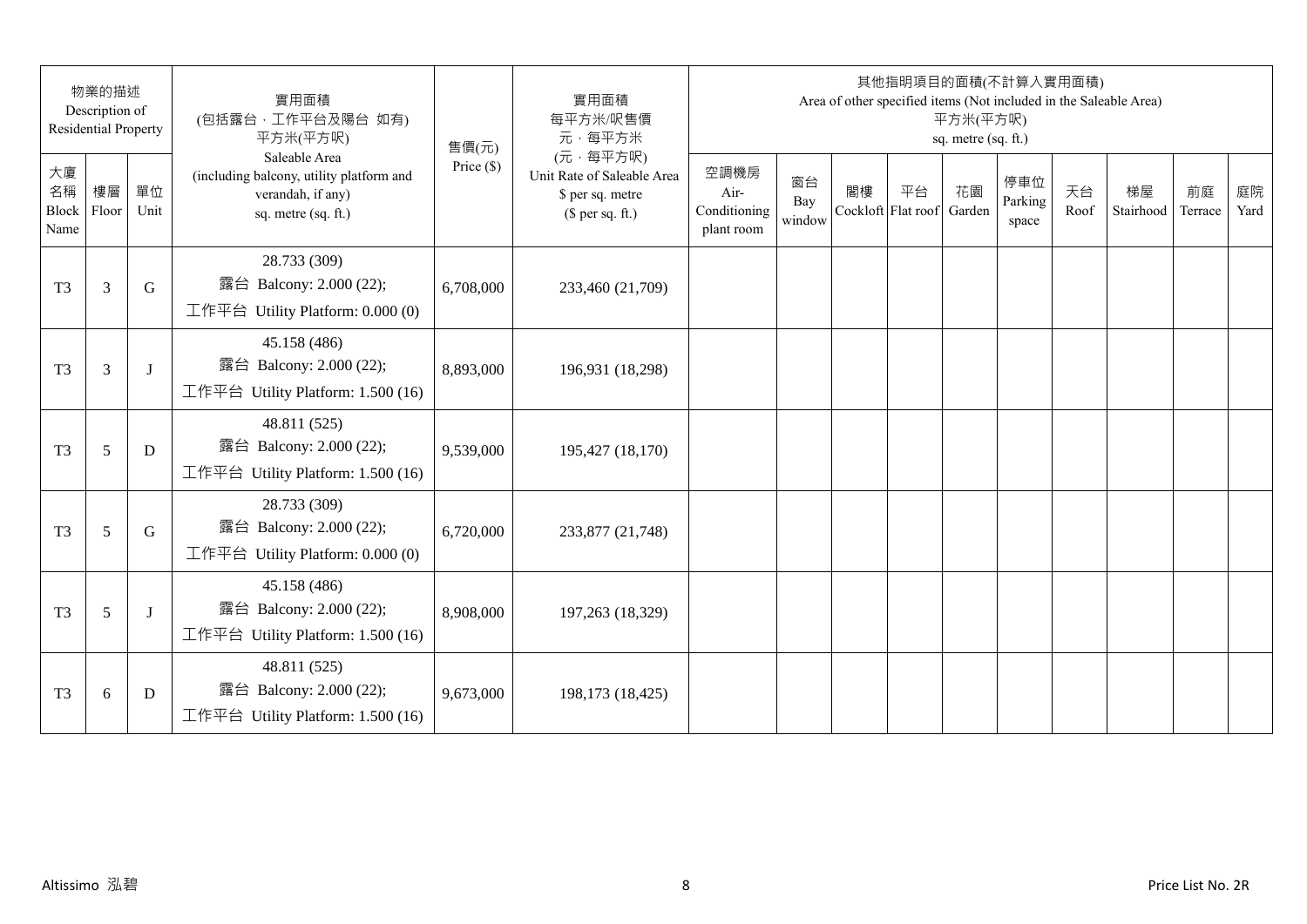| 物業的描述 Description of Residential Property | | | 實用面積 (包括露台，工作平台及陽台 如有) 平方米(平方呎) Saleable Area (including balcony, utility platform and verandah, if any) sq. metre (sq. ft.) | 售價(元) Price ($) | 實用面積 每平方米/呎售價 元，每平方米 (元，每平方呎) Unit Rate of Saleable Area $ per sq. metre ($ per sq. ft.) | 其他指明項目的面積(不計算入實用面積) Area of other specified items (Not included in the Saleable Area) 平方米(平方呎) sq. metre (sq. ft.) | | | | | | | | | |
|---|---|---|---|---|---|---|---|---|---|---|---|---|---|---|---|
| 大廈名稱 Block Name | 樓層 Floor | 單位 Unit | | | | 空調機房 Air-Conditioning plant room | 窗台 Bay window | 閣樓 Cockloft | 平台 Flat roof | 花園 Garden | 停車位 Parking space | 天台 Roof | 梯屋 Stairhood | 前庭 Terrace | 庭院 Yard |
| T3 | 3 | G | 28.733 (309) 露台 Balcony: 2.000 (22); 工作平台 Utility Platform: 0.000 (0) | 6,708,000 | 233,460 (21,709) | | | | | | | | | | |
| T3 | 3 | J | 45.158 (486) 露台 Balcony: 2.000 (22); 工作平台 Utility Platform: 1.500 (16) | 8,893,000 | 196,931 (18,298) | | | | | | | | | | |
| T3 | 5 | D | 48.811 (525) 露台 Balcony: 2.000 (22); 工作平台 Utility Platform: 1.500 (16) | 9,539,000 | 195,427 (18,170) | | | | | | | | | | |
| T3 | 5 | G | 28.733 (309) 露台 Balcony: 2.000 (22); 工作平台 Utility Platform: 0.000 (0) | 6,720,000 | 233,877 (21,748) | | | | | | | | | | |
| T3 | 5 | J | 45.158 (486) 露台 Balcony: 2.000 (22); 工作平台 Utility Platform: 1.500 (16) | 8,908,000 | 197,263 (18,329) | | | | | | | | | | |
| T3 | 6 | D | 48.811 (525) 露台 Balcony: 2.000 (22); 工作平台 Utility Platform: 1.500 (16) | 9,673,000 | 198,173 (18,425) | | | | | | | | | | |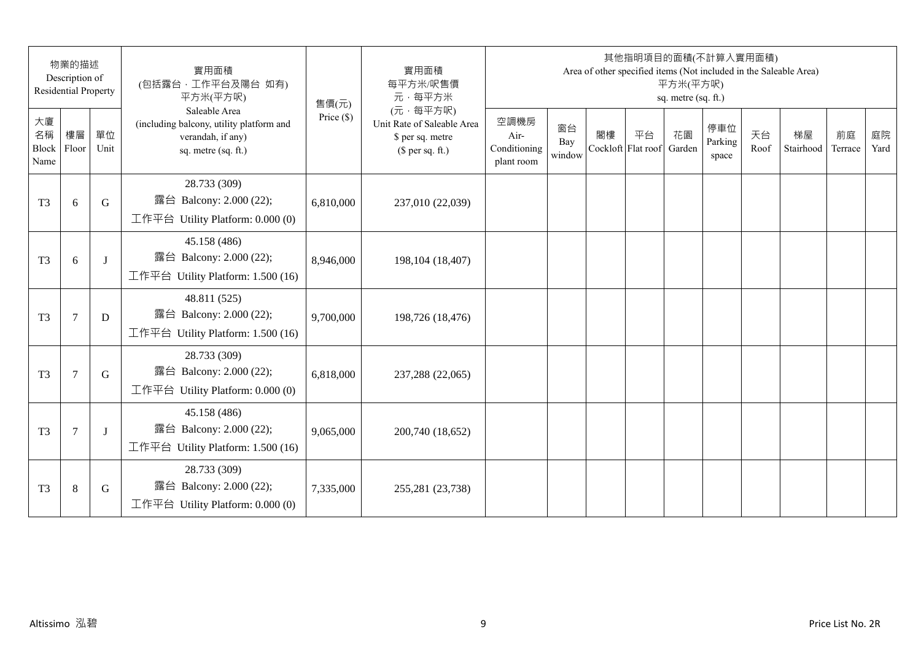| 物業的描述 Description of Residential Property | | | 實用面積 (包括露台，工作平台及陽台 如有) 平方米(平方呎) Saleable Area (including balcony, utility platform and verandah, if any) sq. metre (sq. ft.) | 售價(元) Price ($) | 實用面積 每平方米/呎售價 元，每平方米 (元，每平方呎) Unit Rate of Saleable Area $ per sq. metre ($ per sq. ft.) | 其他指明項目的面積(不計算入實用面積) Area of other specified items (Not included in the Saleable Area) 平方米(平方呎) sq. metre (sq. ft.) | | | | | | | | | |
|---|---|---|---|---|---|---|---|---|---|---|---|---|---|---|---|
| 大廈名稱 Block Name | 樓層 Floor | 單位 Unit | | | | 空調機房 Air-Conditioning plant room | 窗台 Bay window | 閣樓 Cockloft | 平台 Flat roof | 花園 Garden | 停車位 Parking space | 天台 Roof | 梯屋 Stairhood | 前庭 Terrace | 庭院 Yard |
| T3 | 6 | G | 28.733 (309) 露台 Balcony: 2.000 (22); 工作平台 Utility Platform: 0.000 (0) | 6,810,000 | 237,010 (22,039) | | | | | | | | | | |
| T3 | 6 | J | 45.158 (486) 露台 Balcony: 2.000 (22); 工作平台 Utility Platform: 1.500 (16) | 8,946,000 | 198,104 (18,407) | | | | | | | | | | |
| T3 | 7 | D | 48.811 (525) 露台 Balcony: 2.000 (22); 工作平台 Utility Platform: 1.500 (16) | 9,700,000 | 198,726 (18,476) | | | | | | | | | | |
| T3 | 7 | G | 28.733 (309) 露台 Balcony: 2.000 (22); 工作平台 Utility Platform: 0.000 (0) | 6,818,000 | 237,288 (22,065) | | | | | | | | | | |
| T3 | 7 | J | 45.158 (486) 露台 Balcony: 2.000 (22); 工作平台 Utility Platform: 1.500 (16) | 9,065,000 | 200,740 (18,652) | | | | | | | | | | |
| T3 | 8 | G | 28.733 (309) 露台 Balcony: 2.000 (22); 工作平台 Utility Platform: 0.000 (0) | 7,335,000 | 255,281 (23,738) | | | | | | | | | | |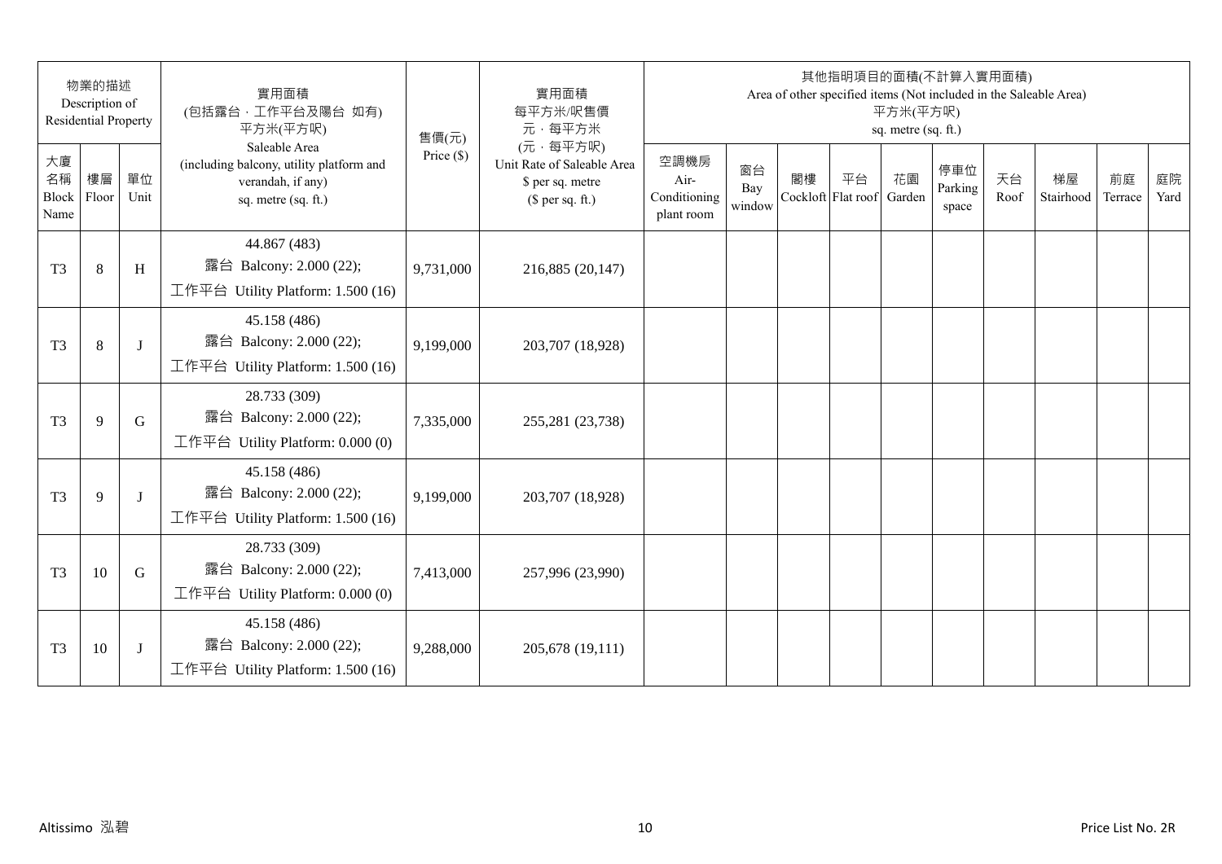| 物業的描述 Description of Residential Property | | | 實用面積 (包括露台．工作平台及陽台 如有) 平方米(平方呎) Saleable Area (including balcony, utility platform and verandah, if any) sq. metre (sq. ft.) | 售價(元) Price ($) | 實用面積 每平方米/呎售價 元．每平方米 (元．每平方呎) Unit Rate of Saleable Area $ per sq. metre ($ per sq. ft.) | 其他指明項目的面積(不計算入實用面積) Area of other specified items (Not included in the Saleable Area) 平方米(平方呎) sq. metre (sq. ft.) | | | | | | | | | |
|---|---|---|---|---|---|---|---|---|---|---|---|---|---|---|---|
| 大廈名稱 Block Name | 樓層 Floor | 單位 Unit | | | | 空調機房 Air-Conditioning plant room | 窗台 Bay window | 閣樓 Cockloft | 平台 Flat roof | 花園 Garden | 停車位 Parking space | 天台 Roof | 梯屋 Stairhood | 前庭 Terrace | 庭院 Yard |
| T3 | 8 | H | 44.867 (483) 露台 Balcony: 2.000 (22); 工作平台 Utility Platform: 1.500 (16) | 9,731,000 | 216,885 (20,147) | | | | | | | | | | |
| T3 | 8 | J | 45.158 (486) 露台 Balcony: 2.000 (22); 工作平台 Utility Platform: 1.500 (16) | 9,199,000 | 203,707 (18,928) | | | | | | | | | | |
| T3 | 9 | G | 28.733 (309) 露台 Balcony: 2.000 (22); 工作平台 Utility Platform: 0.000 (0) | 7,335,000 | 255,281 (23,738) | | | | | | | | | | |
| T3 | 9 | J | 45.158 (486) 露台 Balcony: 2.000 (22); 工作平台 Utility Platform: 1.500 (16) | 9,199,000 | 203,707 (18,928) | | | | | | | | | | |
| T3 | 10 | G | 28.733 (309) 露台 Balcony: 2.000 (22); 工作平台 Utility Platform: 0.000 (0) | 7,413,000 | 257,996 (23,990) | | | | | | | | | | |
| T3 | 10 | J | 45.158 (486) 露台 Balcony: 2.000 (22); 工作平台 Utility Platform: 1.500 (16) | 9,288,000 | 205,678 (19,111) | | | | | | | | | | |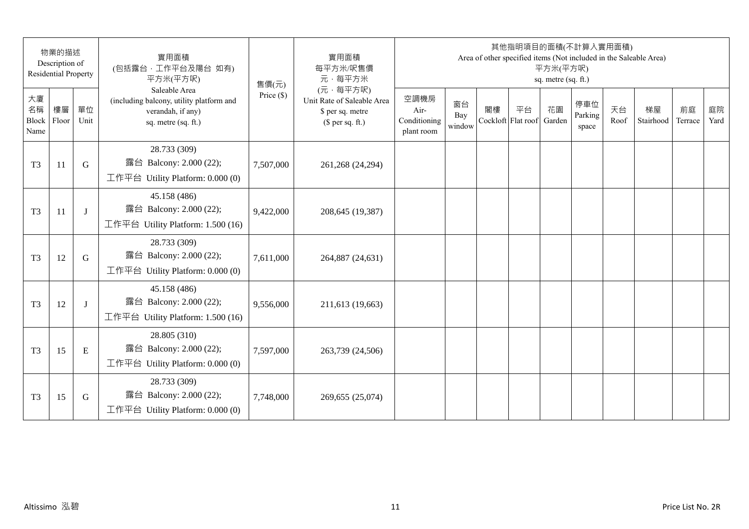| 物業的描述 Description of Residential Property | | | 實用面積 (包括露台，工作平台及陽台 如有) 平方米(平方呎) Saleable Area (including balcony, utility platform and verandah, if any) sq. metre (sq. ft.) | 售價(元) Price ($) | 實用面積 每平方米/呎售價 元，每平方米 (元，每平方呎) Unit Rate of Saleable Area $ per sq. metre ($ per sq. ft.) | 其他指明項目的面積(不計算入實用面積) Area of other specified items (Not included in the Saleable Area) 平方米(平方呎) sq. metre (sq. ft.) | | | | | | | | | |
|---|---|---|---|---|---|---|---|---|---|---|---|---|---|---|---|
| 大廈名稱 Block Name | 樓層 Floor | 單位 Unit | | | | 空調機房 Air-Conditioning plant room | 窗台 Bay window | 閣樓 Cockloft | 平台 Flat roof | 花園 Garden | 停車位 Parking space | 天台 Roof | 梯屋 Stairhood | 前庭 Terrace | 庭院 Yard |
| T3 | 11 | G | 28.733 (309) 露台 Balcony: 2.000 (22); 工作平台 Utility Platform: 0.000 (0) | 7,507,000 | 261,268 (24,294) | | | | | | | | | | |
| T3 | 11 | J | 45.158 (486) 露台 Balcony: 2.000 (22); 工作平台 Utility Platform: 1.500 (16) | 9,422,000 | 208,645 (19,387) | | | | | | | | | | |
| T3 | 12 | G | 28.733 (309) 露台 Balcony: 2.000 (22); 工作平台 Utility Platform: 0.000 (0) | 7,611,000 | 264,887 (24,631) | | | | | | | | | | |
| T3 | 12 | J | 45.158 (486) 露台 Balcony: 2.000 (22); 工作平台 Utility Platform: 1.500 (16) | 9,556,000 | 211,613 (19,663) | | | | | | | | | | |
| T3 | 15 | E | 28.805 (310) 露台 Balcony: 2.000 (22); 工作平台 Utility Platform: 0.000 (0) | 7,597,000 | 263,739 (24,506) | | | | | | | | | | |
| T3 | 15 | G | 28.733 (309) 露台 Balcony: 2.000 (22); 工作平台 Utility Platform: 0.000 (0) | 7,748,000 | 269,655 (25,074) | | | | | | | | | | |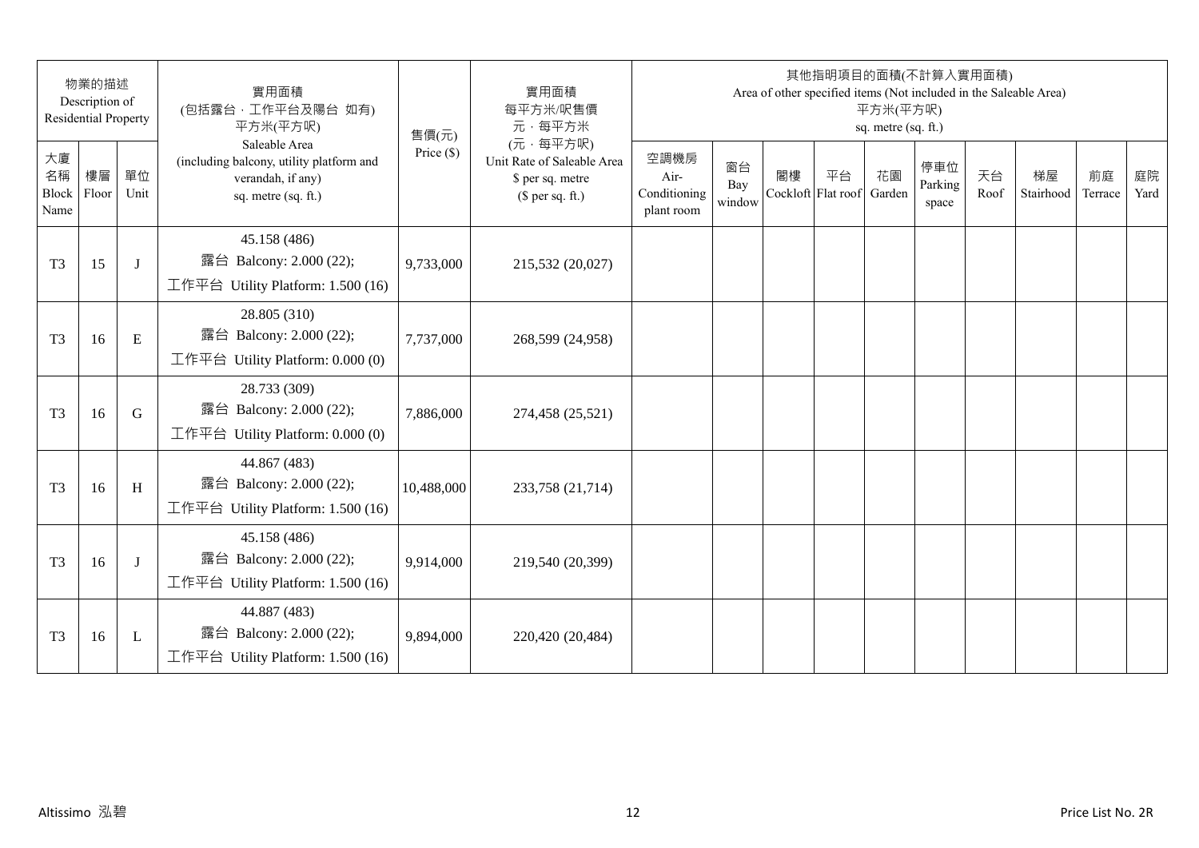| 物業的描述 Description of Residential Property | | | 實用面積 (包括露台，工作平台及陽台 如有) 平方米(平方呎) Saleable Area (including balcony, utility platform and verandah, if any) sq. metre (sq. ft.) | 售價(元) Price ($) | 實用面積 每平方米/呎售價 元，每平方米 (元，每平方呎) Unit Rate of Saleable Area $ per sq. metre ($ per sq. ft.) | 其他指明項目的面積(不計算入實用面積) Area of other specified items (Not included in the Saleable Area) 平方米(平方呎) sq. metre (sq. ft.) | | | | | | | | | |
|---|---|---|---|---|---|---|---|---|---|---|---|---|---|---|---|
| 大廈名稱 Block Name | 樓層 Floor | 單位 Unit | | | | 空調機房 Air-Conditioning plant room | 窗台 Bay window | 閣樓 Cockloft | 平台 Flat roof | 花園 Garden | 停車位 Parking space | 天台 Roof | 梯屋 Stairhood | 前庭 Terrace | 庭院 Yard |
| T3 | 15 | J | 45.158 (486) 露台 Balcony: 2.000 (22); 工作平台 Utility Platform: 1.500 (16) | 9,733,000 | 215,532 (20,027) | | | | | | | | | | |
| T3 | 16 | E | 28.805 (310) 露台 Balcony: 2.000 (22); 工作平台 Utility Platform: 0.000 (0) | 7,737,000 | 268,599 (24,958) | | | | | | | | | | |
| T3 | 16 | G | 28.733 (309) 露台 Balcony: 2.000 (22); 工作平台 Utility Platform: 0.000 (0) | 7,886,000 | 274,458 (25,521) | | | | | | | | | | |
| T3 | 16 | H | 44.867 (483) 露台 Balcony: 2.000 (22); 工作平台 Utility Platform: 1.500 (16) | 10,488,000 | 233,758 (21,714) | | | | | | | | | | |
| T3 | 16 | J | 45.158 (486) 露台 Balcony: 2.000 (22); 工作平台 Utility Platform: 1.500 (16) | 9,914,000 | 219,540 (20,399) | | | | | | | | | | |
| T3 | 16 | L | 44.887 (483) 露台 Balcony: 2.000 (22); 工作平台 Utility Platform: 1.500 (16) | 9,894,000 | 220,420 (20,484) | | | | | | | | | | |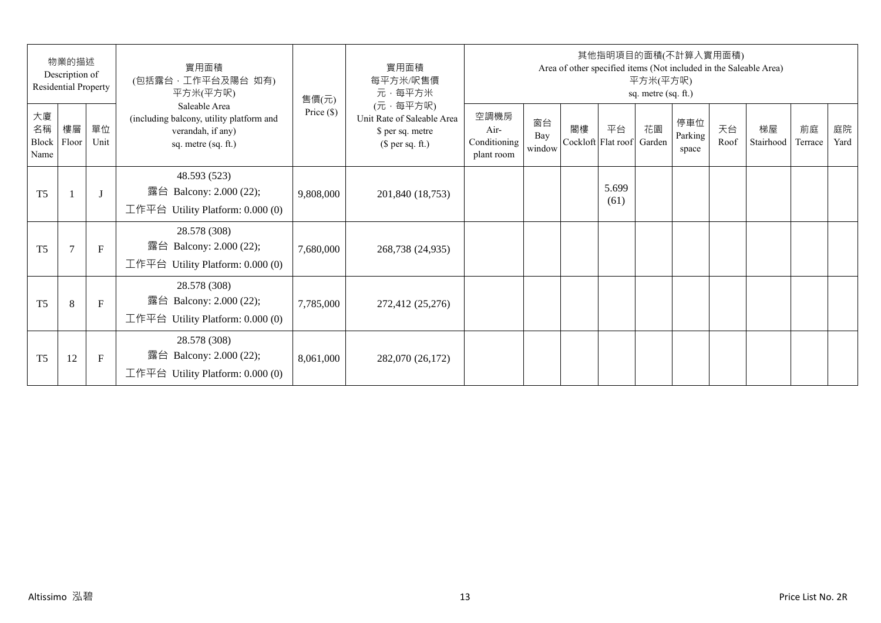| 物業的描述 Description of Residential Property | | | 實用面積 (包括露台，工作平台及陽台 如有) 平方米(平方呎) Saleable Area (including balcony, utility platform and verandah, if any) sq. metre (sq. ft.) | 售價(元) Price ($) | 實用面積 每平方米/呎售價 元，每平方米 (元，每平方呎) Unit Rate of Saleable Area $ per sq. metre ($ per sq. ft.) | 其他指明項目的面積(不計算入實用面積) Area of other specified items (Not included in the Saleable Area) 平方米(平方呎) sq. metre (sq. ft.) | | | | | | | | | |
|---|---|---|---|---|---|---|---|---|---|---|---|---|---|---|---|
| 大廈名稱 Block Name | 樓層 Floor | 單位 Unit | | | | 空調機房 Air-Conditioning plant room | 窗台 Bay window | 閣樓 Cockloft | 平台 Flat roof | 花園 Garden | 停車位 Parking space | 天台 Roof | 梯屋 Stairhood | 前庭 Terrace | 庭院 Yard |
| T5 | 1 | J | 48.593 (523) 露台 Balcony: 2.000 (22); 工作平台 Utility Platform: 0.000 (0) | 9,808,000 | 201,840 (18,753) | | | | 5.699 (61) | | | | | | |
| T5 | 7 | F | 28.578 (308) 露台 Balcony: 2.000 (22); 工作平台 Utility Platform: 0.000 (0) | 7,680,000 | 268,738 (24,935) | | | | | | | | | | |
| T5 | 8 | F | 28.578 (308) 露台 Balcony: 2.000 (22); 工作平台 Utility Platform: 0.000 (0) | 7,785,000 | 272,412 (25,276) | | | | | | | | | | |
| T5 | 12 | F | 28.578 (308) 露台 Balcony: 2.000 (22); 工作平台 Utility Platform: 0.000 (0) | 8,061,000 | 282,070 (26,172) | | | | | | | | | | |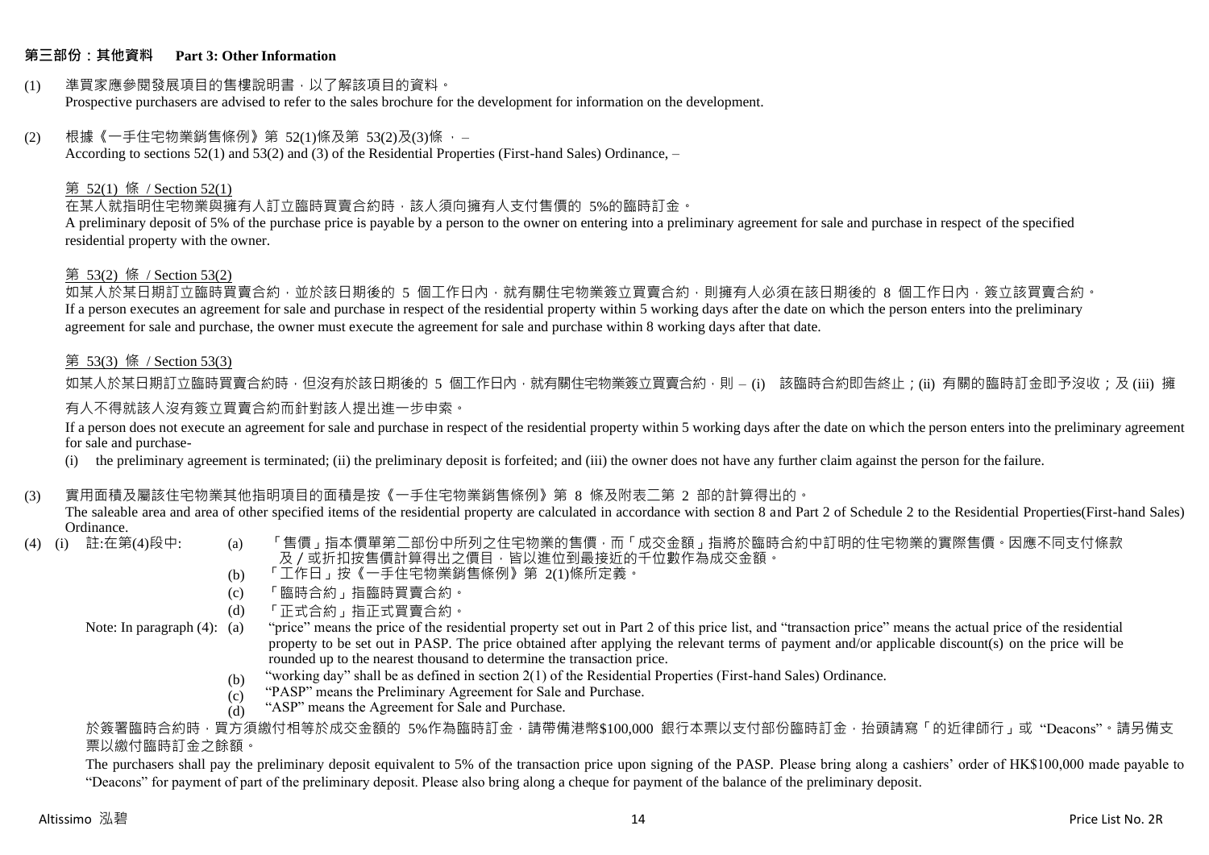## 第三部份：其他資料　Part 3: Other Information

(1) 準買家應參閱發展項目的售樓說明書，以了解該項目的資料。
Prospective purchasers are advised to refer to the sales brochure for the development for information on the development.

(2) 根據《一手住宅物業銷售條例》第 52(1)條及第 53(2)及(3)條 ， –
According to sections 52(1) and 53(2) and (3) of the Residential Properties (First-hand Sales) Ordinance, –

第 52(1) 條 / Section 52(1)

在某人就指明住宅物業與擁有人訂立臨時買賣合約時，該人須向擁有人支付售價的 5%的臨時訂金。
A preliminary deposit of 5% of the purchase price is payable by a person to the owner on entering into a preliminary agreement for sale and purchase in respect of the specified residential property with the owner.

第 53(2) 條 / Section 53(2)

如某人於某日期訂立臨時買賣合約，並於該日期後的 5 個工作日內，就有關住宅物業簽立買賣合約，則擁有人必須在該日期後的 8 個工作日內，簽立該買賣合約。
If a person executes an agreement for sale and purchase in respect of the residential property within 5 working days after the date on which the person enters into the preliminary agreement for sale and purchase, the owner must execute the agreement for sale and purchase within 8 working days after that date.

第 53(3) 條 / Section 53(3)

如某人於某日期訂立臨時買賣合約時，但沒有於該日期後的 5 個工作日內，就有關住宅物業簽立買賣合約，則 – (i) 該臨時合約即告終止；(ii) 有關的臨時訂金即予沒收；及 (iii) 擁有人不得就該人沒有簽立買賣合約而針對該人提出進一步申索。

If a person does not execute an agreement for sale and purchase in respect of the residential property within 5 working days after the date on which the person enters into the preliminary agreement for sale and purchase-

(i) the preliminary agreement is terminated; (ii) the preliminary deposit is forfeited; and (iii) the owner does not have any further claim against the person for the failure.

(3) 實用面積及屬該住宅物業其他指明項目的面積是按《一手住宅物業銷售條例》第 8 條及附表二第 2 部的計算得出的。
The saleable area and area of other specified items of the residential property are calculated in accordance with section 8 and Part 2 of Schedule 2 to the Residential Properties(First-hand Sales) Ordinance.

(4) (i) 註:在第(4)段中:
(a) 「售價」指本價單第二部份中所列之住宅物業的售價，而「成交金額」指將於臨時合約中訂明的住宅物業的實際售價。因應不同支付條款及／或折扣按售價計算得出之價目，皆以進位到最接近的千位數作為成交金額。
(b) 「工作日」按《一手住宅物業銷售條例》第 2(1)條所定義。
(c) 「臨時合約」指臨時買賣合約。
(d) 「正式合約」指正式買賣合約。

Note: In paragraph (4):
(a) "price" means the price of the residential property set out in Part 2 of this price list, and "transaction price" means the actual price of the residential property to be set out in PASP. The price obtained after applying the relevant terms of payment and/or applicable discount(s) on the price will be rounded up to the nearest thousand to determine the transaction price.
(b) "working day" shall be as defined in section 2(1) of the Residential Properties (First-hand Sales) Ordinance.
(c) "PASP" means the Preliminary Agreement for Sale and Purchase.
(d) "ASP" means the Agreement for Sale and Purchase.

於簽署臨時合約時，買方須繳付相等於成交金額的 5%作為臨時訂金，請帶備港幣$100,000 銀行本票以支付部份臨時訂金，抬頭請寫「的近律師行」或 "Deacons"。請另備支票以繳付臨時訂金之餘額。

The purchasers shall pay the preliminary deposit equivalent to 5% of the transaction price upon signing of the PASP. Please bring along a cashiers' order of HK$100,000 made payable to "Deacons" for payment of part of the preliminary deposit. Please also bring along a cheque for payment of the balance of the preliminary deposit.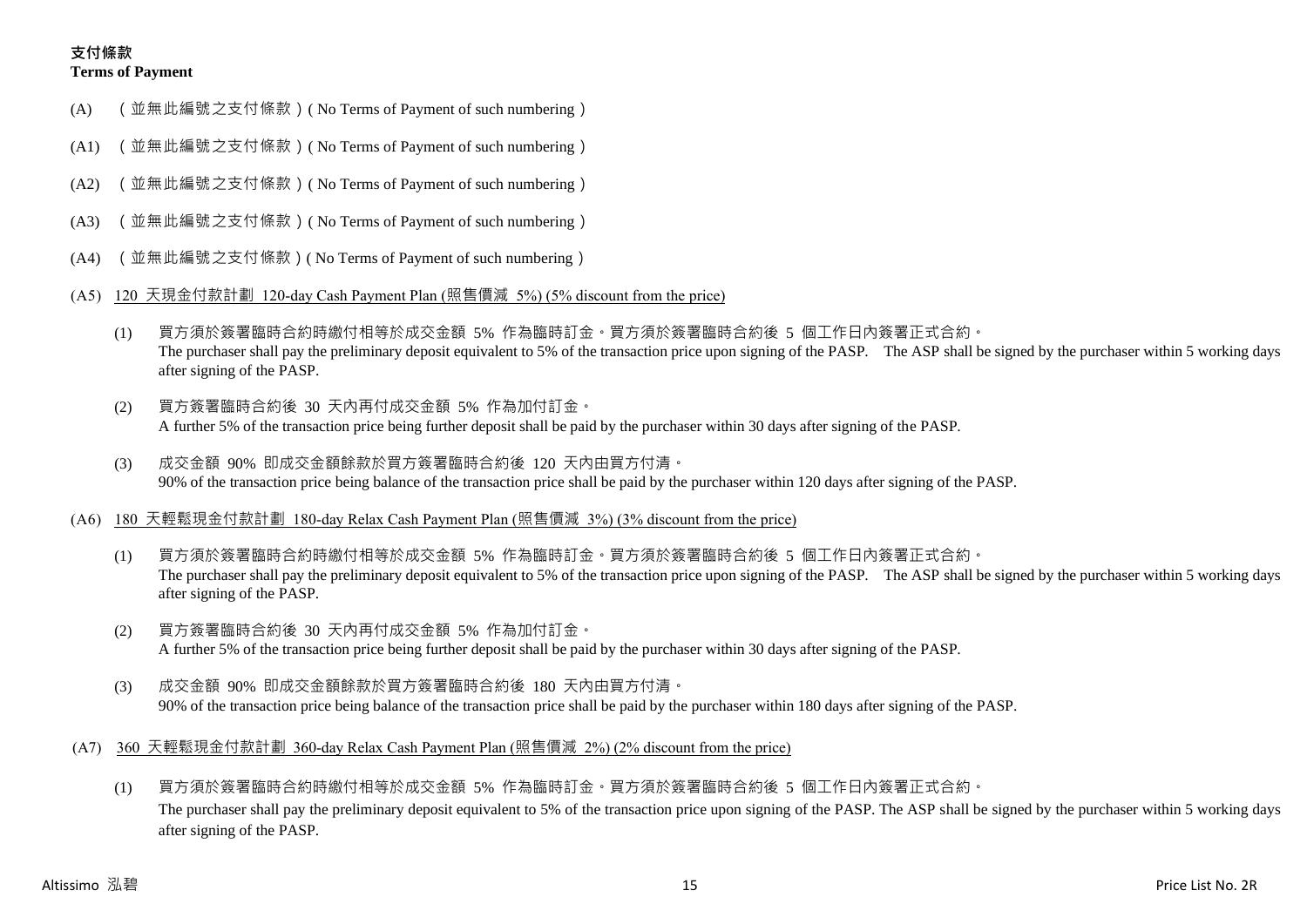## 支付條款
**Terms of Payment**

(A) （並無此編號之支付條款）( No Terms of Payment of such numbering )

(A1) （並無此編號之支付條款）( No Terms of Payment of such numbering )

(A2) （並無此編號之支付條款）( No Terms of Payment of such numbering )

(A3) （並無此編號之支付條款）( No Terms of Payment of such numbering )

(A4) （並無此編號之支付條款）( No Terms of Payment of such numbering )

(A5) 120 天現金付款計劃 120-day Cash Payment Plan (照售價減 5%) (5% discount from the price)

(1) 買方須於簽署臨時合約時繳付相等於成交金額 5% 作為臨時訂金。買方須於簽署臨時合約後 5 個工作日內簽署正式合約。
The purchaser shall pay the preliminary deposit equivalent to 5% of the transaction price upon signing of the PASP. The ASP shall be signed by the purchaser within 5 working days after signing of the PASP.

(2) 買方簽署臨時合約後 30 天內再付成交金額 5% 作為加付訂金。
A further 5% of the transaction price being further deposit shall be paid by the purchaser within 30 days after signing of the PASP.

(3) 成交金額 90% 即成交金額餘款於買方簽署臨時合約後 120 天內由買方付清。
90% of the transaction price being balance of the transaction price shall be paid by the purchaser within 120 days after signing of the PASP.

(A6) 180 天輕鬆現金付款計劃 180-day Relax Cash Payment Plan (照售價減 3%) (3% discount from the price)

(1) 買方須於簽署臨時合約時繳付相等於成交金額 5% 作為臨時訂金。買方須於簽署臨時合約後 5 個工作日內簽署正式合約。
The purchaser shall pay the preliminary deposit equivalent to 5% of the transaction price upon signing of the PASP. The ASP shall be signed by the purchaser within 5 working days after signing of the PASP.

(2) 買方簽署臨時合約後 30 天內再付成交金額 5% 作為加付訂金。
A further 5% of the transaction price being further deposit shall be paid by the purchaser within 30 days after signing of the PASP.

(3) 成交金額 90% 即成交金額餘款於買方簽署臨時合約後 180 天內由買方付清。
90% of the transaction price being balance of the transaction price shall be paid by the purchaser within 180 days after signing of the PASP.

(A7) 360 天輕鬆現金付款計劃 360-day Relax Cash Payment Plan (照售價減 2%) (2% discount from the price)

(1) 買方須於簽署臨時合約時繳付相等於成交金額 5% 作為臨時訂金。買方須於簽署臨時合約後 5 個工作日內簽署正式合約。
The purchaser shall pay the preliminary deposit equivalent to 5% of the transaction price upon signing of the PASP. The ASP shall be signed by the purchaser within 5 working days after signing of the PASP.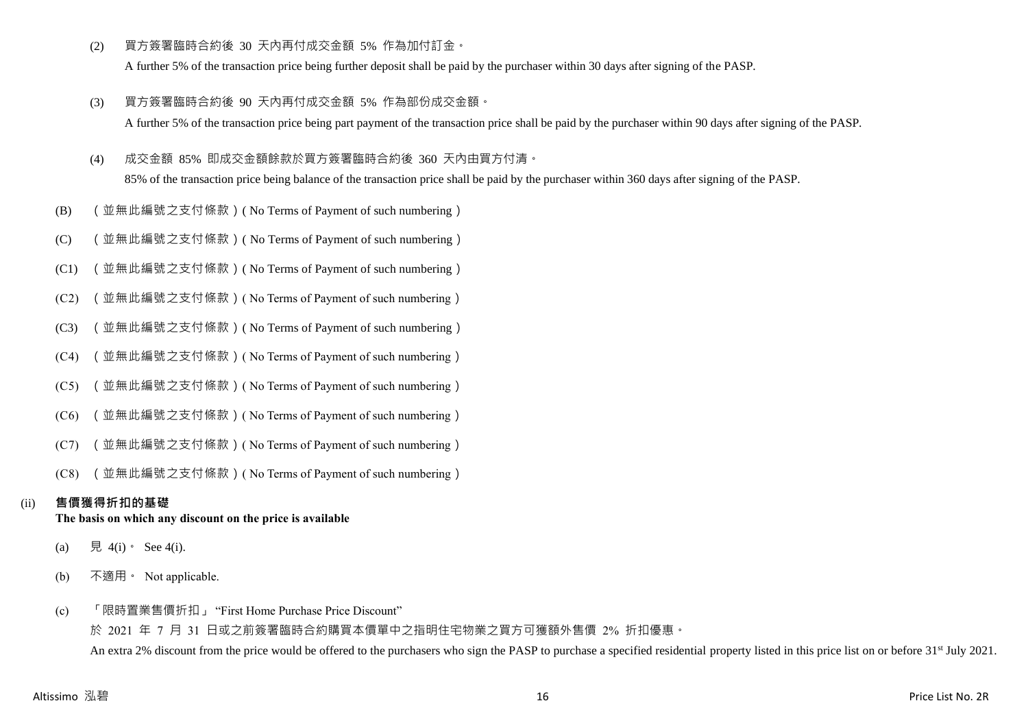(2) 買方簽署臨時合約後 30 天內再付成交金額 5% 作為加付訂金。

A further 5% of the transaction price being further deposit shall be paid by the purchaser within 30 days after signing of the PASP.

(3) 買方簽署臨時合約後 90 天內再付成交金額 5% 作為部份成交金額。

A further 5% of the transaction price being part payment of the transaction price shall be paid by the purchaser within 90 days after signing of the PASP.

(4) 成交金額 85% 即成交金額餘款於買方簽署臨時合約後 360 天內由買方付清。

85% of the transaction price being balance of the transaction price shall be paid by the purchaser within 360 days after signing of the PASP.

(B) （並無此編號之支付條款）( No Terms of Payment of such numbering )

(C) （並無此編號之支付條款）( No Terms of Payment of such numbering )

(C1) （並無此編號之支付條款）( No Terms of Payment of such numbering )

(C2) （並無此編號之支付條款）( No Terms of Payment of such numbering )

(C3) （並無此編號之支付條款）( No Terms of Payment of such numbering )

(C4) （並無此編號之支付條款）( No Terms of Payment of such numbering )

(C5) （並無此編號之支付條款）( No Terms of Payment of such numbering )

(C6) （並無此編號之支付條款）( No Terms of Payment of such numbering )

(C7) （並無此編號之支付條款）( No Terms of Payment of such numbering )

(C8) （並無此編號之支付條款）( No Terms of Payment of such numbering )

(ii) **售價獲得折扣的基礎**
**The basis on which any discount on the price is available**

(a) 見 4(i)。 See 4(i).

(b) 不適用。 Not applicable.

(c) 「限時置業售價折扣」 "First Home Purchase Price Discount"

於 2021 年 7 月 31 日或之前簽署臨時合約購買本價單中之指明住宅物業之買方可獲額外售價 2% 折扣優惠。

An extra 2% discount from the price would be offered to the purchasers who sign the PASP to purchase a specified residential property listed in this price list on or before 31st July 2021.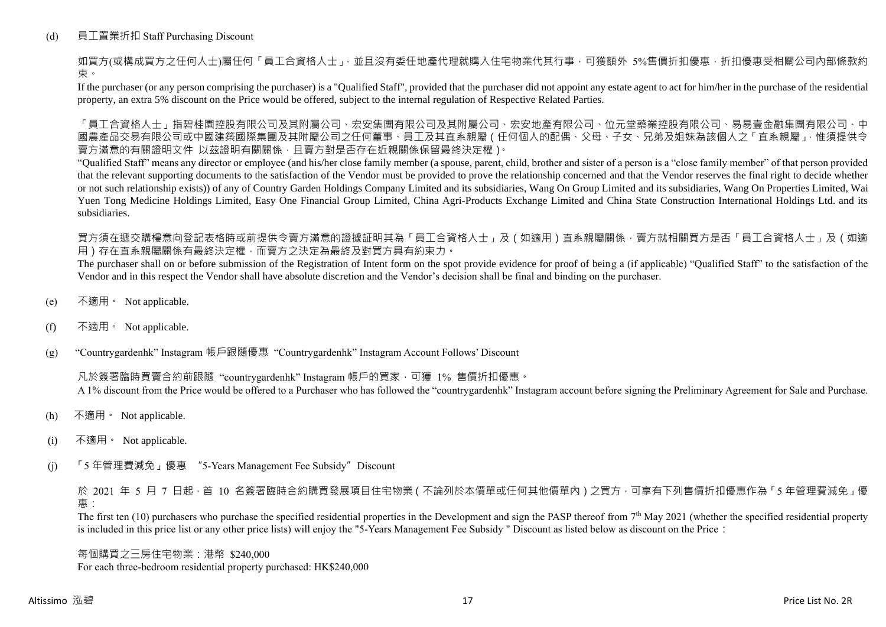(d) 員工置業折扣 Staff Purchasing Discount

如買方(或構成買方之任何人士)屬任何「員工合資格人士」，並且沒有委任地產代理就購入住宅物業代其行事，可獲額外 5%售價折扣優惠，折扣優惠受相關公司內部條款約束。

If the purchaser (or any person comprising the purchaser) is a "Qualified Staff", provided that the purchaser did not appoint any estate agent to act for him/her in the purchase of the residential property, an extra 5% discount on the Price would be offered, subject to the internal regulation of Respective Related Parties.

「員工合資格人士」指碧桂園控股有限公司及其附屬公司、宏安集團有限公司及其附屬公司、宏安地產有限公司、位元堂藥業控股有限公司、易易壹金融集團有限公司、中國農產品交易有限公司或中國建築國際集團及其附屬公司之任何董事、員工及其直系親屬（任何個人的配偶、父母、子女、兄弟及姐妹為該個人之「直系親屬」，惟須提供令賣方滿意的有關證明文件 以茲證明有關關係，且賣方對是否存在近親關係保留最終決定權）。

"Qualified Staff" means any director or employee (and his/her close family member (a spouse, parent, child, brother and sister of a person is a "close family member" of that person provided that the relevant supporting documents to the satisfaction of the Vendor must be provided to prove the relationship concerned and that the Vendor reserves the final right to decide whether or not such relationship exists)) of any of Country Garden Holdings Company Limited and its subsidiaries, Wang On Group Limited and its subsidiaries, Wang On Properties Limited, Wai Yuen Tong Medicine Holdings Limited, Easy One Financial Group Limited, China Agri-Products Exchange Limited and China State Construction International Holdings Ltd. and its subsidiaries.

買方須在遞交購樓意向登記表格時或前提供令賣方滿意的證據証明其為「員工合資格人士」及（如適用）直系親屬關係，賣方就相關買方是否「員工合資格人士」及（如適用）存在直系親屬關係有最終決定權，而賣方之決定為最終及對買方具有約束力。

The purchaser shall on or before submission of the Registration of Intent form on the spot provide evidence for proof of being a (if applicable) "Qualified Staff" to the satisfaction of the Vendor and in this respect the Vendor shall have absolute discretion and the Vendor's decision shall be final and binding on the purchaser.

(e) 不適用。 Not applicable.

(f) 不適用。 Not applicable.

(g) "Countrygardenhk" Instagram 帳戶跟隨優惠 "Countrygardenhk" Instagram Account Follows' Discount

凡於簽署臨時買賣合約前跟隨 "countrygardenhk" Instagram 帳戶的買家，可獲 1% 售價折扣優惠。

A 1% discount from the Price would be offered to a Purchaser who has followed the "countrygardenhk" Instagram account before signing the Preliminary Agreement for Sale and Purchase.

(h) 不適用。 Not applicable.

(i) 不適用。 Not applicable.

(j) 「5 年管理費減免」優惠 "5-Years Management Fee Subsidy" Discount

於 2021 年 5 月 7 日起，首 10 名簽署臨時合約購買發展項目住宅物業（不論列於本價單或任何其他價單內）之買方，可享有下列售價折扣優惠作為「5 年管理費減免」優惠：

The first ten (10) purchasers who purchase the specified residential properties in the Development and sign the PASP thereof from 7th May 2021 (whether the specified residential property is included in this price list or any other price lists) will enjoy the "5-Years Management Fee Subsidy " Discount as listed below as discount on the Price：

每個購買之三房住宅物業：港幣 $240,000

For each three-bedroom residential property purchased: HK$240,000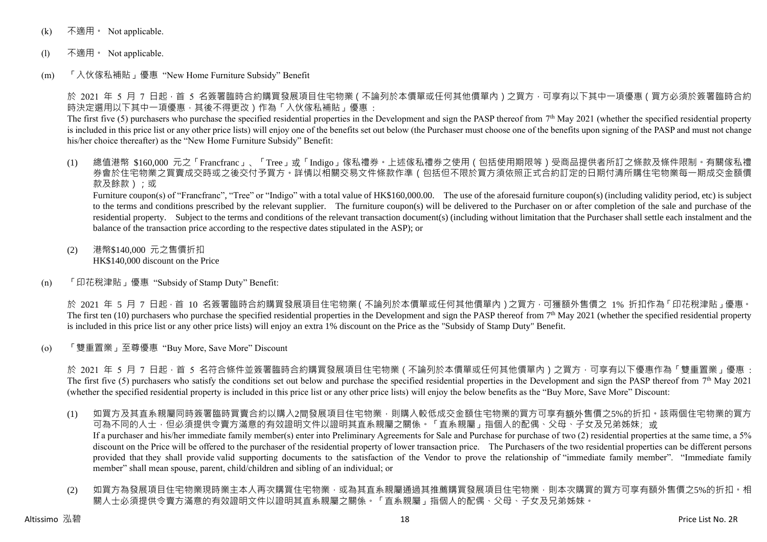(k) 不適用。 Not applicable.

(l) 不適用。 Not applicable.

(m) 「入伙傢私補貼」優惠 "New Home Furniture Subsidy" Benefit

於 2021 年 5 月 7 日起，首 5 名簽署臨時合約購買發展項目住宅物業（不論列於本價單或任何其他價單內）之買方，可享有以下其中一項優惠（買方必須於簽署臨時合約時決定選用以下其中一項優惠，其後不得更改）作為「入伙傢私補貼」優惠：

The first five (5) purchasers who purchase the specified residential properties in the Development and sign the PASP thereof from 7th May 2021 (whether the specified residential property is included in this price list or any other price lists) will enjoy one of the benefits set out below (the Purchaser must choose one of the benefits upon signing of the PASP and must not change his/her choice thereafter) as the "New Home Furniture Subsidy" Benefit:

(1) 總值港幣 $160,000 元之「Francfranc」、「Tree」或「Indigo」傢私禮券。上述傢私禮券之使用（包括使用期限等）受商品提供者所訂之條款及條件限制。有關傢私禮券會於住宅物業之買賣成交時或之後交付予買方。詳情以相關交易文件條款作準（包括但不限於買方須依照正式合約訂定的日期付清所購住宅物業每一期成交金額價款及餘款）；或

Furniture coupon(s) of "Francfranc", "Tree" or "Indigo" with a total value of HK$160,000.00. The use of the aforesaid furniture coupon(s) (including validity period, etc) is subject to the terms and conditions prescribed by the relevant supplier. The furniture coupon(s) will be delivered to the Purchaser on or after completion of the sale and purchase of the residential property. Subject to the terms and conditions of the relevant transaction document(s) (including without limitation that the Purchaser shall settle each instalment and the balance of the transaction price according to the respective dates stipulated in the ASP); or

(2) 港幣$140,000 元之售價折扣
HK$140,000 discount on the Price

(n) 「印花稅津貼」優惠 "Subsidy of Stamp Duty" Benefit:

於 2021 年 5 月 7 日起，首 10 名簽署臨時合約購買發展項目住宅物業（不論列於本價單或任何其他價單內）之買方，可獲額外售價之 1% 折扣作為「印花稅津貼」優惠。
The first ten (10) purchasers who purchase the specified residential properties in the Development and sign the PASP thereof from 7th May 2021 (whether the specified residential property is included in this price list or any other price lists) will enjoy an extra 1% discount on the Price as the "Subsidy of Stamp Duty" Benefit.

(o) 「雙重置業」至尊優惠 "Buy More, Save More" Discount

於 2021 年 5 月 7 日起，首 5 名符合條件並簽署臨時合約購買發展項目住宅物業（不論列於本價單或任何其他價單內）之買方，可享有以下優惠作為「雙重置業」優惠：
The first five (5) purchasers who satisfy the conditions set out below and purchase the specified residential properties in the Development and sign the PASP thereof from 7th May 2021 (whether the specified residential property is included in this price list or any other price lists) will enjoy the below benefits as the "Buy More, Save More" Discount:

(1) 如買方及其直系親屬同時簽署臨時買賣合約以購入2間發展項目住宅物業，則購入較低成交金額住宅物業的買方可享有額外售價之5%的折扣。該兩個住宅物業的買方可為不同的人士，但必須提供令賣方滿意的有效證明文件以證明其直系親屬之關係。「直系親屬」指個人的配偶、父母、子女及兄弟姊妹; 或
If a purchaser and his/her immediate family member(s) enter into Preliminary Agreements for Sale and Purchase for purchase of two (2) residential properties at the same time, a 5% discount on the Price will be offered to the purchaser of the residential property of lower transaction price. The Purchasers of the two residential properties can be different persons provided that they shall provide valid supporting documents to the satisfaction of the Vendor to prove the relationship of "immediate family member". "Immediate family member" shall mean spouse, parent, child/children and sibling of an individual; or

(2) 如買方為發展項目住宅物業現時業主本人再次購買住宅物業，或為其直系親屬通過其推薦購買發展項目住宅物業，則本次購買的買方可享有額外售價之5%的折扣。相關人士必須提供令賣方滿意的有效證明文件以證明其直系親屬之關係。「直系親屬」指個人的配偶、父母、子女及兄弟姊妹。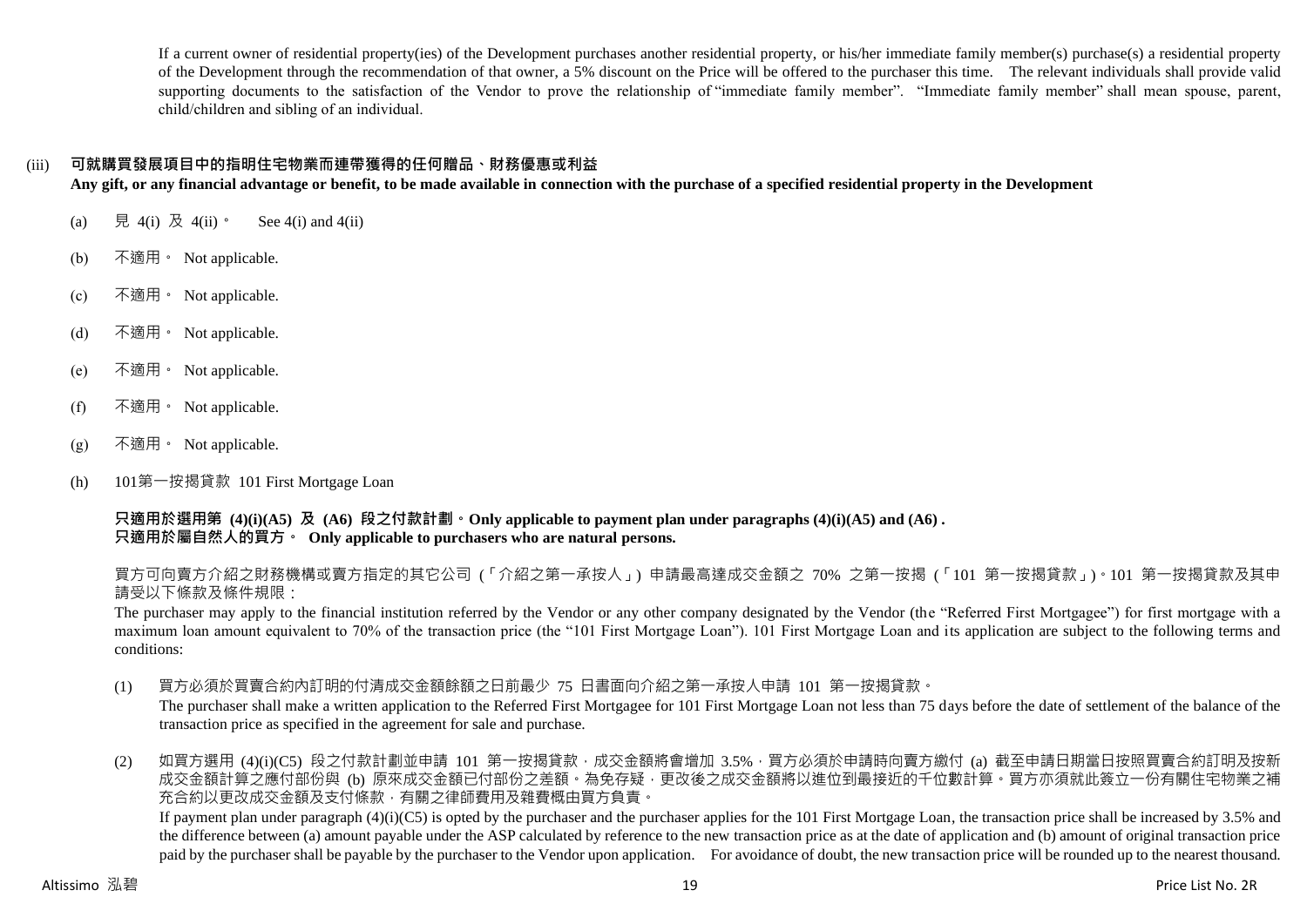If a current owner of residential property(ies) of the Development purchases another residential property, or his/her immediate family member(s) purchase(s) a residential property of the Development through the recommendation of that owner, a 5% discount on the Price will be offered to the purchaser this time. The relevant individuals shall provide valid supporting documents to the satisfaction of the Vendor to prove the relationship of "immediate family member". "Immediate family member" shall mean spouse, parent, child/children and sibling of an individual.

(iii) **可就購買發展項目中的指明住宅物業而連帶獲得的任何贈品、財務優惠或利益**
**Any gift, or any financial advantage or benefit, to be made available in connection with the purchase of a specified residential property in the Development**

(a) 見 4(i) 及 4(ii)。 See 4(i) and 4(ii)

(b) 不適用。 Not applicable.

(c) 不適用。 Not applicable.

(d) 不適用。 Not applicable.

(e) 不適用。 Not applicable.

(f) 不適用。 Not applicable.

(g) 不適用。 Not applicable.

(h) 101第一按揭貸款 101 First Mortgage Loan

**只適用於選用第 (4)(i)(A5) 及 (A6) 段之付款計劃。Only applicable to payment plan under paragraphs (4)(i)(A5) and (A6) .**
**只適用於屬自然人的買方。 Only applicable to purchasers who are natural persons.**

買方可向賣方介紹之財務機構或賣方指定的其它公司 (「介紹之第一承按人」) 申請最高達成交金額之 70% 之第一按揭 (「101 第一按揭貸款」)。101 第一按揭貸款及其申請受以下條款及條件規限：

The purchaser may apply to the financial institution referred by the Vendor or any other company designated by the Vendor (the "Referred First Mortgagee") for first mortgage with a maximum loan amount equivalent to 70% of the transaction price (the "101 First Mortgage Loan"). 101 First Mortgage Loan and its application are subject to the following terms and conditions:

(1) 買方必須於買賣合約內訂明的付清成交金額餘額之日前最少 75 日書面向介紹之第一承按人申請 101 第一按揭貸款。
The purchaser shall make a written application to the Referred First Mortgagee for 101 First Mortgage Loan not less than 75 days before the date of settlement of the balance of the transaction price as specified in the agreement for sale and purchase.

(2) 如買方選用 (4)(i)(C5) 段之付款計劃並申請 101 第一按揭貸款，成交金額將會增加 3.5%，買方必須於申請時向賣方繳付 (a) 截至申請日期當日按照買賣合約訂明及按新成交金額計算之應付部份與 (b) 原來成交金額已付部份之差額。為免存疑，更改後之成交金額將以進位到最接近的千位數計算。買方亦須就此簽立一份有關住宅物業之補充合約以更改成交金額及支付條款，有關之律師費用及雜費概由買方負責。
If payment plan under paragraph (4)(i)(C5) is opted by the purchaser and the purchaser applies for the 101 First Mortgage Loan, the transaction price shall be increased by 3.5% and the difference between (a) amount payable under the ASP calculated by reference to the new transaction price as at the date of application and (b) amount of original transaction price paid by the purchaser shall be payable by the purchaser to the Vendor upon application. For avoidance of doubt, the new transaction price will be rounded up to the nearest thousand.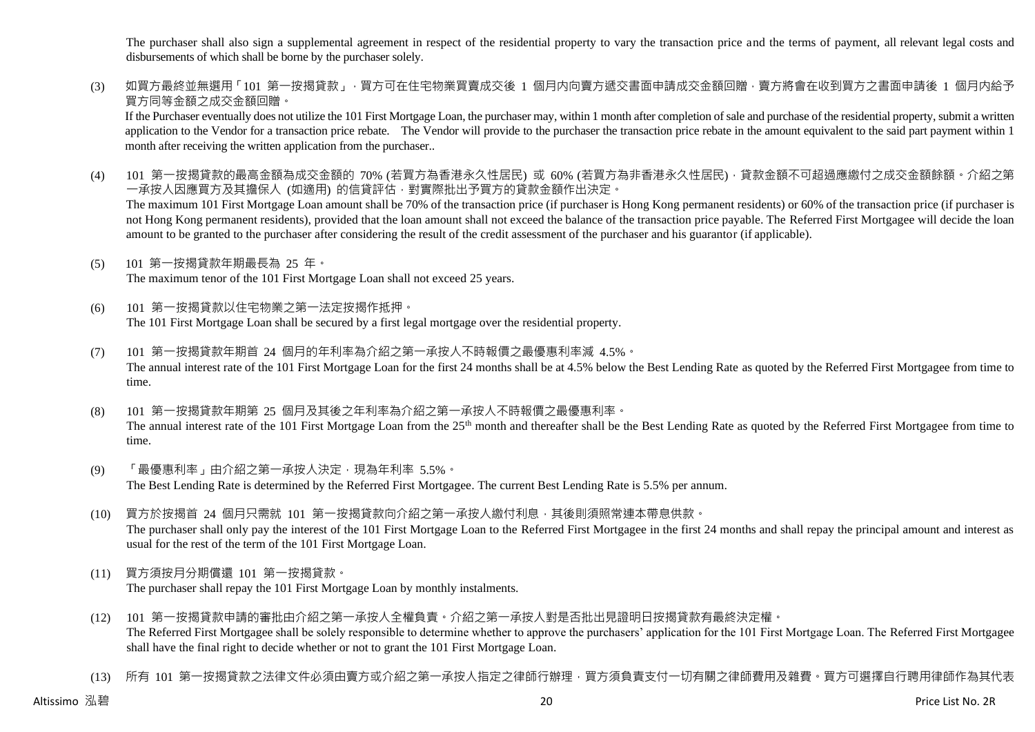The purchaser shall also sign a supplemental agreement in respect of the residential property to vary the transaction price and the terms of payment, all relevant legal costs and disbursements of which shall be borne by the purchaser solely.

(3) 如買方最終並無選用「101 第一按揭貸款」，買方可在住宅物業買賣成交後 1 個月內向賣方遞交書面申請成交金額回贈，賣方將會在收到買方之書面申請後 1 個月內給予買方同等金額之成交金額回贈。
If the Purchaser eventually does not utilize the 101 First Mortgage Loan, the purchaser may, within 1 month after completion of sale and purchase of the residential property, submit a written application to the Vendor for a transaction price rebate. The Vendor will provide to the purchaser the transaction price rebate in the amount equivalent to the said part payment within 1 month after receiving the written application from the purchaser..

(4) 101 第一按揭貸款的最高金額為成交金額的 70% (若買方為香港永久性居民) 或 60% (若買方為非香港永久性居民)，貸款金額不可超過應繳付之成交金額餘額。介紹之第一承按人因應買方及其擔保人 (如適用) 的信貸評估，對實際批出予買方的貸款金額作出決定。
The maximum 101 First Mortgage Loan amount shall be 70% of the transaction price (if purchaser is Hong Kong permanent residents) or 60% of the transaction price (if purchaser is not Hong Kong permanent residents), provided that the loan amount shall not exceed the balance of the transaction price payable. The Referred First Mortgagee will decide the loan amount to be granted to the purchaser after considering the result of the credit assessment of the purchaser and his guarantor (if applicable).

(5) 101 第一按揭貸款年期最長為 25 年。
The maximum tenor of the 101 First Mortgage Loan shall not exceed 25 years.

(6) 101 第一按揭貸款以住宅物業之第一法定按揭作抵押。
The 101 First Mortgage Loan shall be secured by a first legal mortgage over the residential property.

(7) 101 第一按揭貸款年期首 24 個月的年利率為介紹之第一承按人不時報價之最優惠利率減 4.5%。
The annual interest rate of the 101 First Mortgage Loan for the first 24 months shall be at 4.5% below the Best Lending Rate as quoted by the Referred First Mortgagee from time to time.

(8) 101 第一按揭貸款年期第 25 個月及其後之年利率為介紹之第一承按人不時報價之最優惠利率。
The annual interest rate of the 101 First Mortgage Loan from the 25th month and thereafter shall be the Best Lending Rate as quoted by the Referred First Mortgagee from time to time.

(9) 「最優惠利率」由介紹之第一承按人決定，現為年利率 5.5%。
The Best Lending Rate is determined by the Referred First Mortgagee. The current Best Lending Rate is 5.5% per annum.

(10) 買方於按揭首 24 個月只需就 101 第一按揭貸款向介紹之第一承按人繳付利息，其後則須照常連本帶息供款。
The purchaser shall only pay the interest of the 101 First Mortgage Loan to the Referred First Mortgagee in the first 24 months and shall repay the principal amount and interest as usual for the rest of the term of the 101 First Mortgage Loan.

(11) 買方須按月分期償還 101 第一按揭貸款。
The purchaser shall repay the 101 First Mortgage Loan by monthly instalments.

(12) 101 第一按揭貸款申請的審批由介紹之第一承按人全權負責。介紹之第一承按人對是否批出見證明日按揭貸款有最終決定權。
The Referred First Mortgagee shall be solely responsible to determine whether to approve the purchasers' application for the 101 First Mortgage Loan. The Referred First Mortgagee shall have the final right to decide whether or not to grant the 101 First Mortgage Loan.

(13) 所有 101 第一按揭貸款之法律文件必須由賣方或介紹之第一承按人指定之律師行辦理，買方須負責支付一切有關之律師費用及雜費。買方可選擇自行聘用律師作為其代表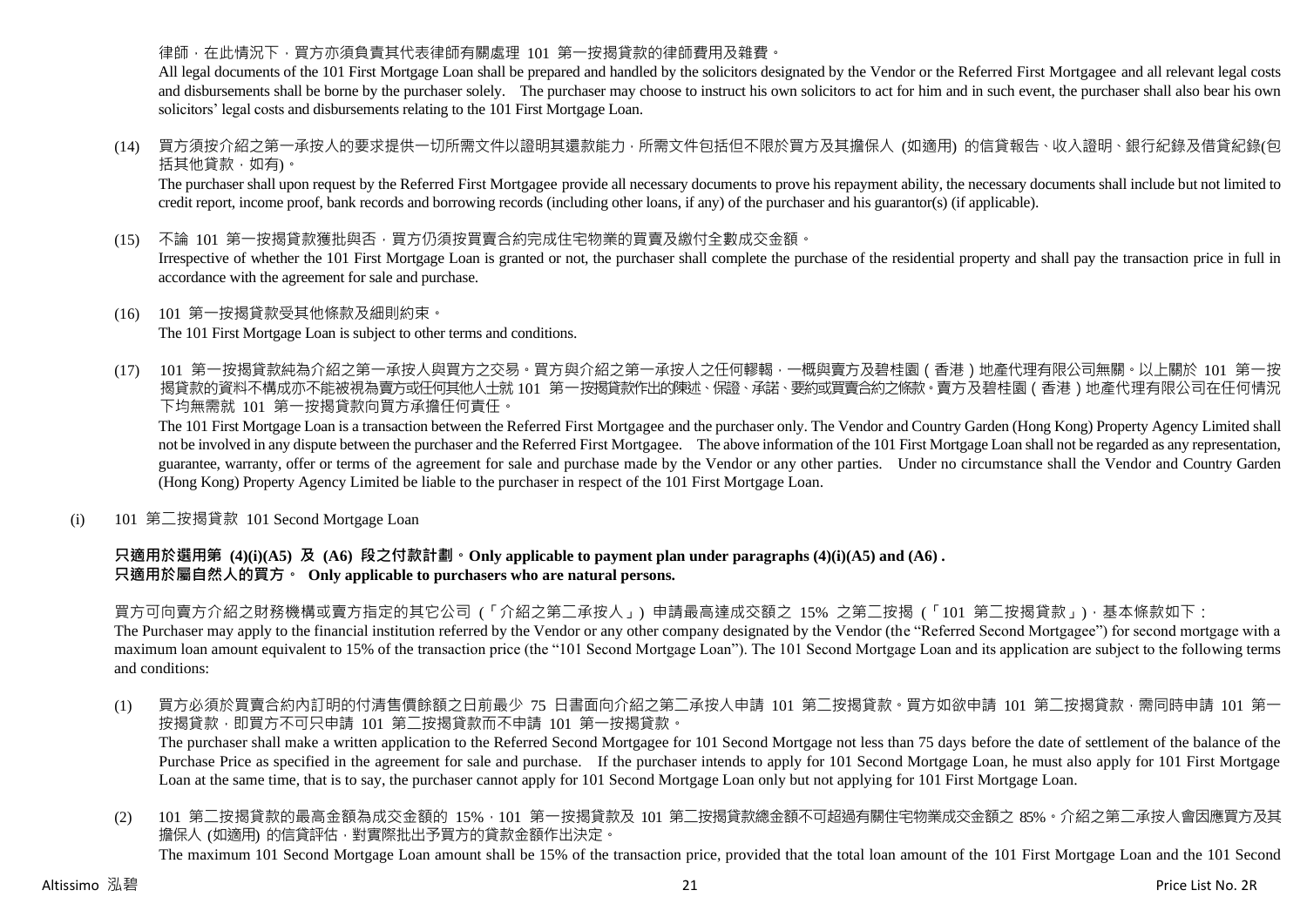律師，在此情況下，買方亦須負責其代表律師有關處理 101 第一按揭貸款的律師費用及雜費。

All legal documents of the 101 First Mortgage Loan shall be prepared and handled by the solicitors designated by the Vendor or the Referred First Mortgagee and all relevant legal costs and disbursements shall be borne by the purchaser solely. The purchaser may choose to instruct his own solicitors to act for him and in such event, the purchaser shall also bear his own solicitors' legal costs and disbursements relating to the 101 First Mortgage Loan.

(14) 買方須按介紹之第一承按人的要求提供一切所需文件以證明其還款能力，所需文件包括但不限於買方及其擔保人 (如適用) 的信貸報告、收入證明、銀行紀錄及借貸紀錄(包括其他貸款，如有)。

The purchaser shall upon request by the Referred First Mortgagee provide all necessary documents to prove his repayment ability, the necessary documents shall include but not limited to credit report, income proof, bank records and borrowing records (including other loans, if any) of the purchaser and his guarantor(s) (if applicable).

(15) 不論 101 第一按揭貸款獲批與否，買方仍須按買賣合約完成住宅物業的買賣及繳付全數成交金額。

Irrespective of whether the 101 First Mortgage Loan is granted or not, the purchaser shall complete the purchase of the residential property and shall pay the transaction price in full in accordance with the agreement for sale and purchase.

(16) 101 第一按揭貸款受其他條款及細則約束。

The 101 First Mortgage Loan is subject to other terms and conditions.

(17) 101 第一按揭貸款純為介紹之第一承按人與買方之交易。買方與介紹之第一承按人之任何轇輵，一概與賣方及碧桂園（香港）地產代理有限公司無關。以上關於 101 第一按揭貸款的資料不構成亦不能被視為賣方或任何其他人士就 101 第一按揭貸款作出的陳述、保證、承諾、要約或買賣合約之條款。賣方及碧桂園（香港）地產代理有限公司在任何情況下均無需就 101 第一按揭貸款向買方承擔任何責任。

The 101 First Mortgage Loan is a transaction between the Referred First Mortgagee and the purchaser only. The Vendor and Country Garden (Hong Kong) Property Agency Limited shall not be involved in any dispute between the purchaser and the Referred First Mortgagee. The above information of the 101 First Mortgage Loan shall not be regarded as any representation, guarantee, warranty, offer or terms of the agreement for sale and purchase made by the Vendor or any other parties. Under no circumstance shall the Vendor and Country Garden (Hong Kong) Property Agency Limited be liable to the purchaser in respect of the 101 First Mortgage Loan.

(i) 101 第二按揭貸款 101 Second Mortgage Loan

**只適用於選用第 (4)(i)(A5) 及 (A6) 段之付款計劃。Only applicable to payment plan under paragraphs (4)(i)(A5) and (A6) .**
**只適用於屬自然人的買方。 Only applicable to purchasers who are natural persons.**

買方可向賣方介紹之財務機構或賣方指定的其它公司 (「介紹之第二承按人」) 申請最高達成交額之 15% 之第二按揭 (「101 第二按揭貸款」)，基本條款如下：

The Purchaser may apply to the financial institution referred by the Vendor or any other company designated by the Vendor (the "Referred Second Mortgagee") for second mortgage with a maximum loan amount equivalent to 15% of the transaction price (the "101 Second Mortgage Loan"). The 101 Second Mortgage Loan and its application are subject to the following terms and conditions:

(1) 買方必須於買賣合約內訂明的付清售價餘額之日前最少 75 日書面向介紹之第二承按人申請 101 第二按揭貸款。買方如欲申請 101 第二按揭貸款，需同時申請 101 第一按揭貸款，即買方不可只申請 101 第二按揭貸款而不申請 101 第一按揭貸款。

The purchaser shall make a written application to the Referred Second Mortgagee for 101 Second Mortgage not less than 75 days before the date of settlement of the balance of the Purchase Price as specified in the agreement for sale and purchase. If the purchaser intends to apply for 101 Second Mortgage Loan, he must also apply for 101 First Mortgage Loan at the same time, that is to say, the purchaser cannot apply for 101 Second Mortgage Loan only but not applying for 101 First Mortgage Loan.

(2) 101 第二按揭貸款的最高金額為成交金額的 15%，101 第一按揭貸款及 101 第二按揭貸款總金額不可超過有關住宅物業成交金額之 85%。介紹之第二承按人會因應買方及其擔保人 (如適用) 的信貸評估，對實際批出予買方的貸款金額作出決定。

The maximum 101 Second Mortgage Loan amount shall be 15% of the transaction price, provided that the total loan amount of the 101 First Mortgage Loan and the 101 Second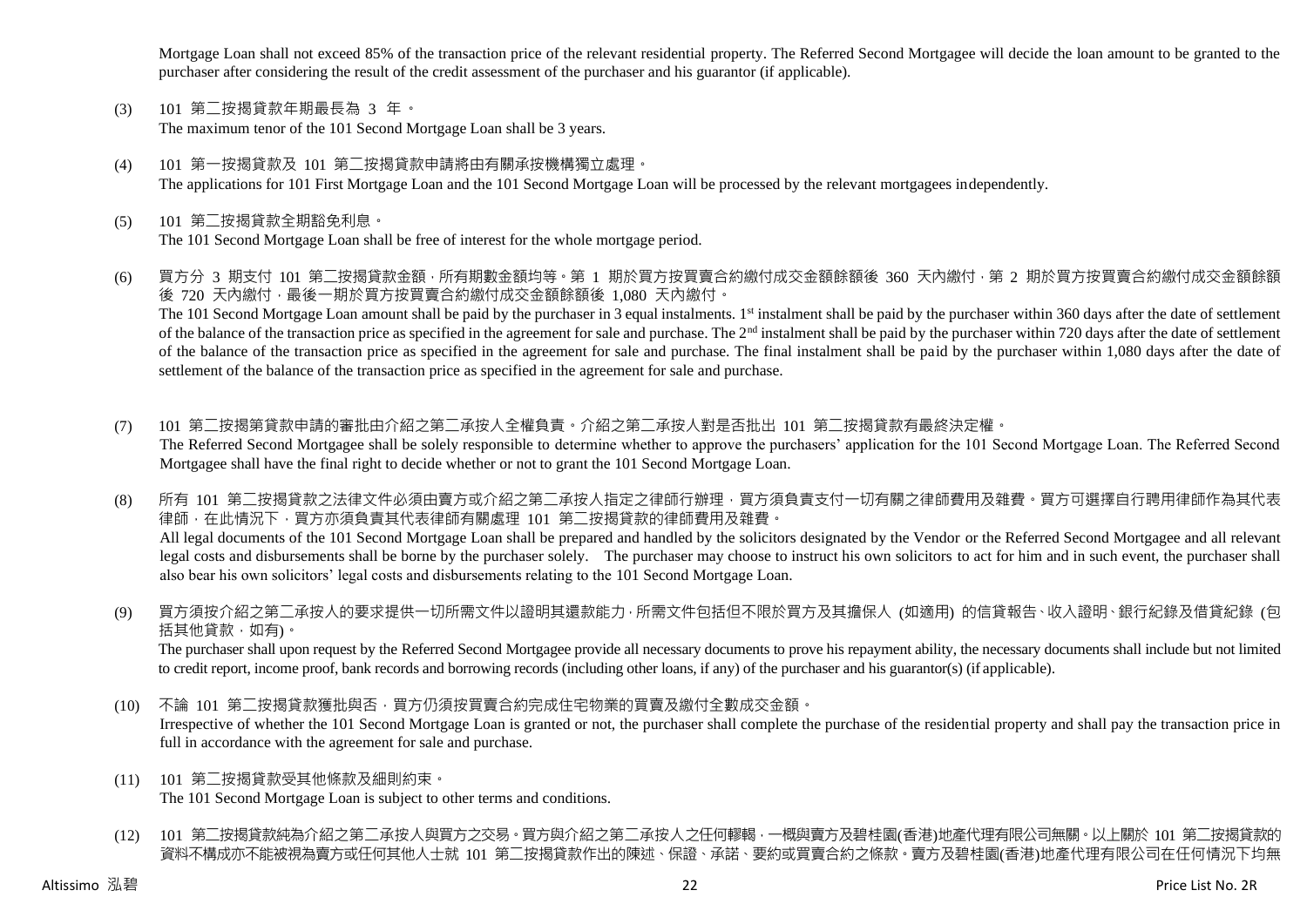Mortgage Loan shall not exceed 85% of the transaction price of the relevant residential property. The Referred Second Mortgagee will decide the loan amount to be granted to the purchaser after considering the result of the credit assessment of the purchaser and his guarantor (if applicable).

(3) 101 第二按揭貸款年期最長為 3 年。
The maximum tenor of the 101 Second Mortgage Loan shall be 3 years.

(4) 101 第一按揭貸款及 101 第二按揭貸款申請將由有關承按機構獨立處理。
The applications for 101 First Mortgage Loan and the 101 Second Mortgage Loan will be processed by the relevant mortgagees independently.

(5) 101 第二按揭貸款全期豁免利息。
The 101 Second Mortgage Loan shall be free of interest for the whole mortgage period.

(6) 買方分 3 期支付 101 第二按揭貸款金額，所有期數金額均等。第 1 期於買方按買賣合約繳付成交金額餘額後 360 天內繳付，第 2 期於買方按買賣合約繳付成交金額餘額後 720 天內繳付，最後一期於買方按買賣合約繳付成交金額餘額後 1,080 天內繳付。
The 101 Second Mortgage Loan amount shall be paid by the purchaser in 3 equal instalments. 1st instalment shall be paid by the purchaser within 360 days after the date of settlement of the balance of the transaction price as specified in the agreement for sale and purchase. The 2nd instalment shall be paid by the purchaser within 720 days after the date of settlement of the balance of the transaction price as specified in the agreement for sale and purchase. The final instalment shall be paid by the purchaser within 1,080 days after the date of settlement of the balance of the transaction price as specified in the agreement for sale and purchase.

(7) 101 第二按揭第貸款申請的審批由介紹之第二承按人全權負責。介紹之第二承按人對是否批出 101 第二按揭貸款有最終決定權。
The Referred Second Mortgagee shall be solely responsible to determine whether to approve the purchasers' application for the 101 Second Mortgage Loan. The Referred Second Mortgagee shall have the final right to decide whether or not to grant the 101 Second Mortgage Loan.

(8) 所有 101 第二按揭貸款之法律文件必須由賣方或介紹之第二承按人指定之律師行辦理，買方須負責支付一切有關之律師費用及雜費。買方可選擇自行聘用律師作為其代表律師，在此情況下，買方亦須負責其代表律師有關處理 101 第二按揭貸款的律師費用及雜費。
All legal documents of the 101 Second Mortgage Loan shall be prepared and handled by the solicitors designated by the Vendor or the Referred Second Mortgagee and all relevant legal costs and disbursements shall be borne by the purchaser solely. The purchaser may choose to instruct his own solicitors to act for him and in such event, the purchaser shall also bear his own solicitors' legal costs and disbursements relating to the 101 Second Mortgage Loan.

(9) 買方須按介紹之第二承按人的要求提供一切所需文件以證明其還款能力，所需文件包括但不限於買方及其擔保人 (如適用) 的信貸報告、收入證明、銀行紀錄及借貸紀錄 (包括其他貸款，如有)。
The purchaser shall upon request by the Referred Second Mortgagee provide all necessary documents to prove his repayment ability, the necessary documents shall include but not limited to credit report, income proof, bank records and borrowing records (including other loans, if any) of the purchaser and his guarantor(s) (if applicable).

(10) 不論 101 第二按揭貸款獲批與否，買方仍須按買賣合約完成住宅物業的買賣及繳付全數成交金額。
Irrespective of whether the 101 Second Mortgage Loan is granted or not, the purchaser shall complete the purchase of the residential property and shall pay the transaction price in full in accordance with the agreement for sale and purchase.

(11) 101 第二按揭貸款受其他條款及細則約束。
The 101 Second Mortgage Loan is subject to other terms and conditions.

(12) 101 第二按揭貸款純為介紹之第二承按人與買方之交易。買方與介紹之第二承按人之任何轇輵，一概與賣方及碧桂園(香港)地產代理有限公司無關。以上關於 101 第二按揭貸款的資料不構成亦不能被視為賣方或任何其他人士就 101 第二按揭貸款作出的陳述、保證、承諾、要約或買賣合約之條款。賣方及碧桂園(香港)地產代理有限公司在任何情況下均無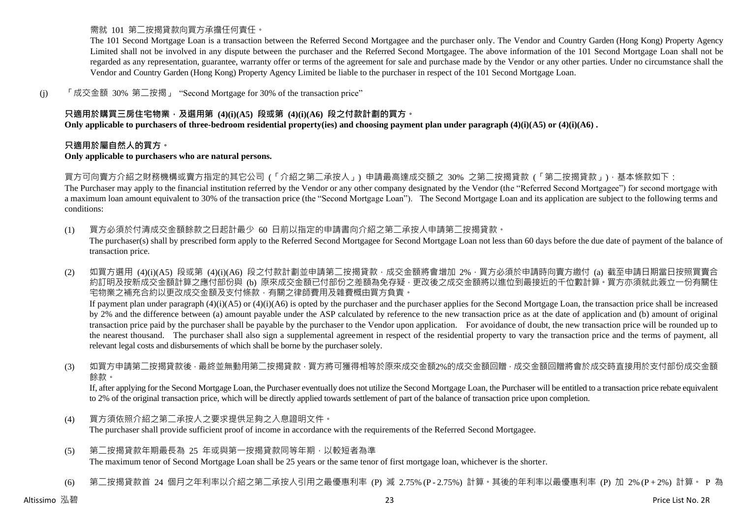需就 101 第二按揭貸款向買方承擔任何責任。

The 101 Second Mortgage Loan is a transaction between the Referred Second Mortgagee and the purchaser only. The Vendor and Country Garden (Hong Kong) Property Agency Limited shall not be involved in any dispute between the purchaser and the Referred Second Mortgagee. The above information of the 101 Second Mortgage Loan shall not be regarded as any representation, guarantee, warranty offer or terms of the agreement for sale and purchase made by the Vendor or any other parties. Under no circumstance shall the Vendor and Country Garden (Hong Kong) Property Agency Limited be liable to the purchaser in respect of the 101 Second Mortgage Loan.

(j) 「成交金額 30% 第二按揭」 "Second Mortgage for 30% of the transaction price"

**只適用於購買三房住宅物業，及選用第 (4)(i)(A5) 段或第 (4)(i)(A6) 段之付款計劃的買方。**
**Only applicable to purchasers of three-bedroom residential property(ies) and choosing payment plan under paragraph (4)(i)(A5) or (4)(i)(A6) .**

**只適用於屬自然人的買方。**
**Only applicable to purchasers who are natural persons.**

買方可向賣方介紹之財務機構或賣方指定的其它公司 (「介紹之第二承按人」) 申請最高達成交額之 30% 之第二按揭貸款 (「第二按揭貸款」)，基本條款如下：
The Purchaser may apply to the financial institution referred by the Vendor or any other company designated by the Vendor (the "Referred Second Mortgagee") for second mortgage with a maximum loan amount equivalent to 30% of the transaction price (the "Second Mortgage Loan"). The Second Mortgage Loan and its application are subject to the following terms and conditions:

(1) 買方必須於付清成交金額餘款之日起計最少 60 日前以指定的申請書向介紹之第二承按人申請第二按揭貸款。
The purchaser(s) shall by prescribed form apply to the Referred Second Mortgagee for Second Mortgage Loan not less than 60 days before the due date of payment of the balance of transaction price.

(2) 如買方選用 (4)(i)(A5) 段或第 (4)(i)(A6) 段之付款計劃並申請第二按揭貸款，成交金額將會增加 2%，買方必須於申請時向賣方繳付 (a) 截至申請日期當日按照買賣合約訂明及按新成交金額計算之應付部份與 (b) 原來成交金額已付部份之差額為免存疑，更改後之成交金額將以進位到最接近的千位數計算。買方亦須就此簽立一份有關住宅物業之補充合約以更改成交金額及支付條款，有關之律師費用及雜費概由買方負責。
If payment plan under paragraph (4)(i)(A5) or (4)(i)(A6) is opted by the purchaser and the purchaser applies for the Second Mortgage Loan, the transaction price shall be increased by 2% and the difference between (a) amount payable under the ASP calculated by reference to the new transaction price as at the date of application and (b) amount of original transaction price paid by the purchaser shall be payable by the purchaser to the Vendor upon application. For avoidance of doubt, the new transaction price will be rounded up to the nearest thousand. The purchaser shall also sign a supplemental agreement in respect of the residential property to vary the transaction price and the terms of payment, all relevant legal costs and disbursements of which shall be borne by the purchaser solely.

(3) 如買方申請第二按揭貸款後，最終並無動用第二按揭貸款，買方將可獲得相等於原來成交金額2%的成交金額回贈，成交金額回贈將會於成交時直接用於支付部份成交金額餘款。
If, after applying for the Second Mortgage Loan, the Purchaser eventually does not utilize the Second Mortgage Loan, the Purchaser will be entitled to a transaction price rebate equivalent to 2% of the original transaction price, which will be directly applied towards settlement of part of the balance of transaction price upon completion.

(4) 買方須依照介紹之第二承按人之要求提供足夠之入息證明文件。
The purchaser shall provide sufficient proof of income in accordance with the requirements of the Referred Second Mortgagee.

(5) 第二按揭貸款年期最長為 25 年或與第一按揭貸款同等年期，以較短者為準
The maximum tenor of Second Mortgage Loan shall be 25 years or the same tenor of first mortgage loan, whichever is the shorter.

(6) 第二按揭貸款首 24 個月之年利率以介紹之第二承按人引用之最優惠利率 (P) 減 2.75% (P - 2.75%) 計算。其後的年利率以最優惠利率 (P) 加 2% (P + 2%) 計算。 P 為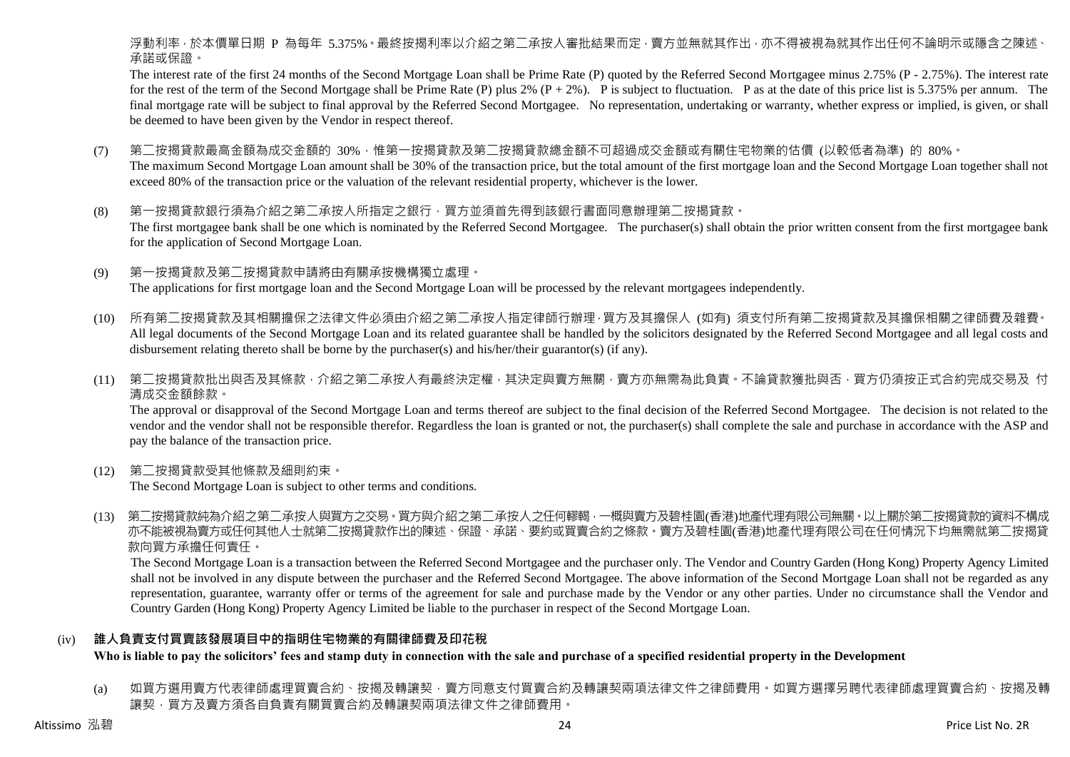浮動利率，於本價單日期 P 為每年 5.375%。最終按揭利率以介紹之第二承按人審批結果而定，賣方並無就其作出，亦不得被視為就其作出任何不論明示或隱含之陳述、承諾或保證。

The interest rate of the first 24 months of the Second Mortgage Loan shall be Prime Rate (P) quoted by the Referred Second Mortgagee minus 2.75% (P - 2.75%). The interest rate for the rest of the term of the Second Mortgage shall be Prime Rate (P) plus 2% (P + 2%). P is subject to fluctuation. P as at the date of this price list is 5.375% per annum. The final mortgage rate will be subject to final approval by the Referred Second Mortgagee. No representation, undertaking or warranty, whether express or implied, is given, or shall be deemed to have been given by the Vendor in respect thereof.

(7) 第二按揭貸款最高金額為成交金額的 30%，惟第一按揭貸款及第二按揭貸款總金額不可超過成交金額或有關住宅物業的估價 (以較低者為準) 的 80%。
The maximum Second Mortgage Loan amount shall be 30% of the transaction price, but the total amount of the first mortgage loan and the Second Mortgage Loan together shall not exceed 80% of the transaction price or the valuation of the relevant residential property, whichever is the lower.

(8) 第一按揭貸款銀行須為介紹之第二承按人所指定之銀行，買方並須首先得到該銀行書面同意辦理第二按揭貸款。
The first mortgagee bank shall be one which is nominated by the Referred Second Mortgagee. The purchaser(s) shall obtain the prior written consent from the first mortgagee bank for the application of Second Mortgage Loan.

(9) 第一按揭貸款及第二按揭貸款申請將由有關承按機構獨立處理。
The applications for first mortgage loan and the Second Mortgage Loan will be processed by the relevant mortgagees independently.

(10) 所有第二按揭貸款及其相關擔保之法律文件必須由介紹之第二承按人指定律師行辦理，買方及其擔保人 (如有) 須支付所有第二按揭貸款及其擔保相關之律師費及雜費。
All legal documents of the Second Mortgage Loan and its related guarantee shall be handled by the solicitors designated by the Referred Second Mortgagee and all legal costs and disbursement relating thereto shall be borne by the purchaser(s) and his/her/their guarantor(s) (if any).

(11) 第二按揭貸款批出與否及其條款，介紹之第二承按人有最終決定權，其決定與賣方無關，賣方亦無需為此負責。不論貸款獲批與否，買方仍須按正式合約完成交易及 付清成交金額餘款。
The approval or disapproval of the Second Mortgage Loan and terms thereof are subject to the final decision of the Referred Second Mortgagee. The decision is not related to the vendor and the vendor shall not be responsible therefor. Regardless the loan is granted or not, the purchaser(s) shall complete the sale and purchase in accordance with the ASP and pay the balance of the transaction price.

(12) 第二按揭貸款受其他條款及細則約束。
The Second Mortgage Loan is subject to other terms and conditions.

(13) 第二按揭貸款純為介紹之第二承按人與買方之交易。買方與介紹之第二承按人之任何轇轕，一概與賣方及碧桂園(香港)地產代理有限公司無關。以上關於第二按揭貸款的資料不構成亦不能被視為賣方或任何其他人士就第二按揭貸款作出的陳述、保證、承諾、要約或買賣合約之條款。賣方及碧桂園(香港)地產代理有限公司在任何情況下均無需就第二按揭貸款向買方承擔任何責任。
The Second Mortgage Loan is a transaction between the Referred Second Mortgagee and the purchaser only. The Vendor and Country Garden (Hong Kong) Property Agency Limited shall not be involved in any dispute between the purchaser and the Referred Second Mortgagee. The above information of the Second Mortgage Loan shall not be regarded as any representation, guarantee, warranty offer or terms of the agreement for sale and purchase made by the Vendor or any other parties. Under no circumstance shall the Vendor and Country Garden (Hong Kong) Property Agency Limited be liable to the purchaser in respect of the Second Mortgage Loan.

(iv) **誰人負責支付買賣該發展項目中的指明住宅物業的有關律師費及印花稅**
**Who is liable to pay the solicitors' fees and stamp duty in connection with the sale and purchase of a specified residential property in the Development**

(a) 如買方選用賣方代表律師處理買賣合約、按揭及轉讓契，賣方同意支付買賣合約及轉讓契兩項法律文件之律師費用。如買方選擇另聘代表律師處理買賣合約、按揭及轉讓契，買方及賣方須各自負責有關買賣合約及轉讓契兩項法律文件之律師費用。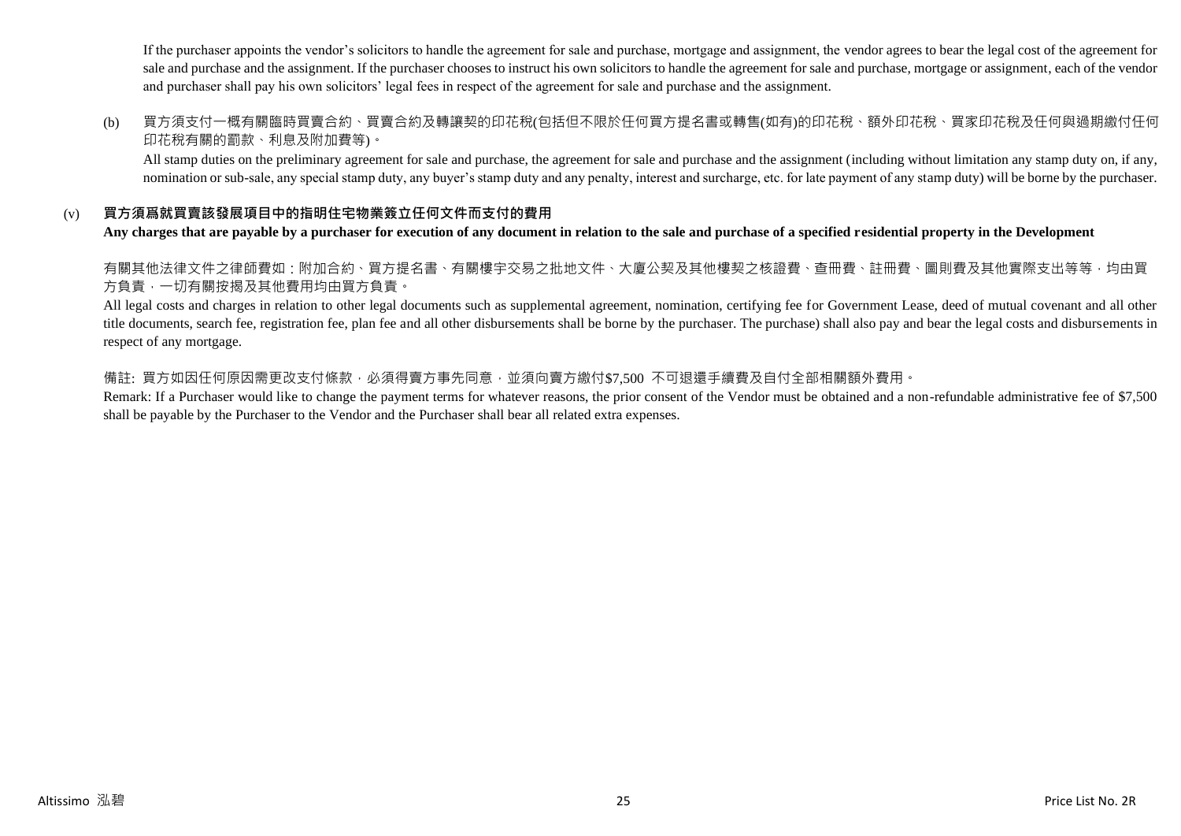If the purchaser appoints the vendor's solicitors to handle the agreement for sale and purchase, mortgage and assignment, the vendor agrees to bear the legal cost of the agreement for sale and purchase and the assignment. If the purchaser chooses to instruct his own solicitors to handle the agreement for sale and purchase, mortgage or assignment, each of the vendor and purchaser shall pay his own solicitors' legal fees in respect of the agreement for sale and purchase and the assignment.

(b) 買方須支付一概有關臨時買賣合約、買賣合約及轉讓契的印花稅(包括但不限於任何買方提名書或轉售(如有)的印花稅、額外印花稅、買家印花稅及任何與過期繳付任何印花稅有關的罰款、利息及附加費等)。

All stamp duties on the preliminary agreement for sale and purchase, the agreement for sale and purchase and the assignment (including without limitation any stamp duty on, if any, nomination or sub-sale, any special stamp duty, any buyer's stamp duty and any penalty, interest and surcharge, etc. for late payment of any stamp duty) will be borne by the purchaser.

(v) **買方須爲就買賣該發展項目中的指明住宅物業簽立任何文件而支付的費用**

**Any charges that are payable by a purchaser for execution of any document in relation to the sale and purchase of a specified residential property in the Development**

有關其他法律文件之律師費如：附加合約、買方提名書、有關樓宇交易之批地文件、大廈公契及其他樓契之核證費、查冊費、註冊費、圖則費及其他實際支出等等，均由買方負責，一切有關按揭及其他費用均由買方負責。

All legal costs and charges in relation to other legal documents such as supplemental agreement, nomination, certifying fee for Government Lease, deed of mutual covenant and all other title documents, search fee, registration fee, plan fee and all other disbursements shall be borne by the purchaser. The purchase) shall also pay and bear the legal costs and disbursements in respect of any mortgage.

備註: 買方如因任何原因需更改支付條款，必須得賣方事先同意，並須向賣方繳付$7,500 不可退還手續費及自付全部相關額外費用。

Remark: If a Purchaser would like to change the payment terms for whatever reasons, the prior consent of the Vendor must be obtained and a non-refundable administrative fee of $7,500 shall be payable by the Purchaser to the Vendor and the Purchaser shall bear all related extra expenses.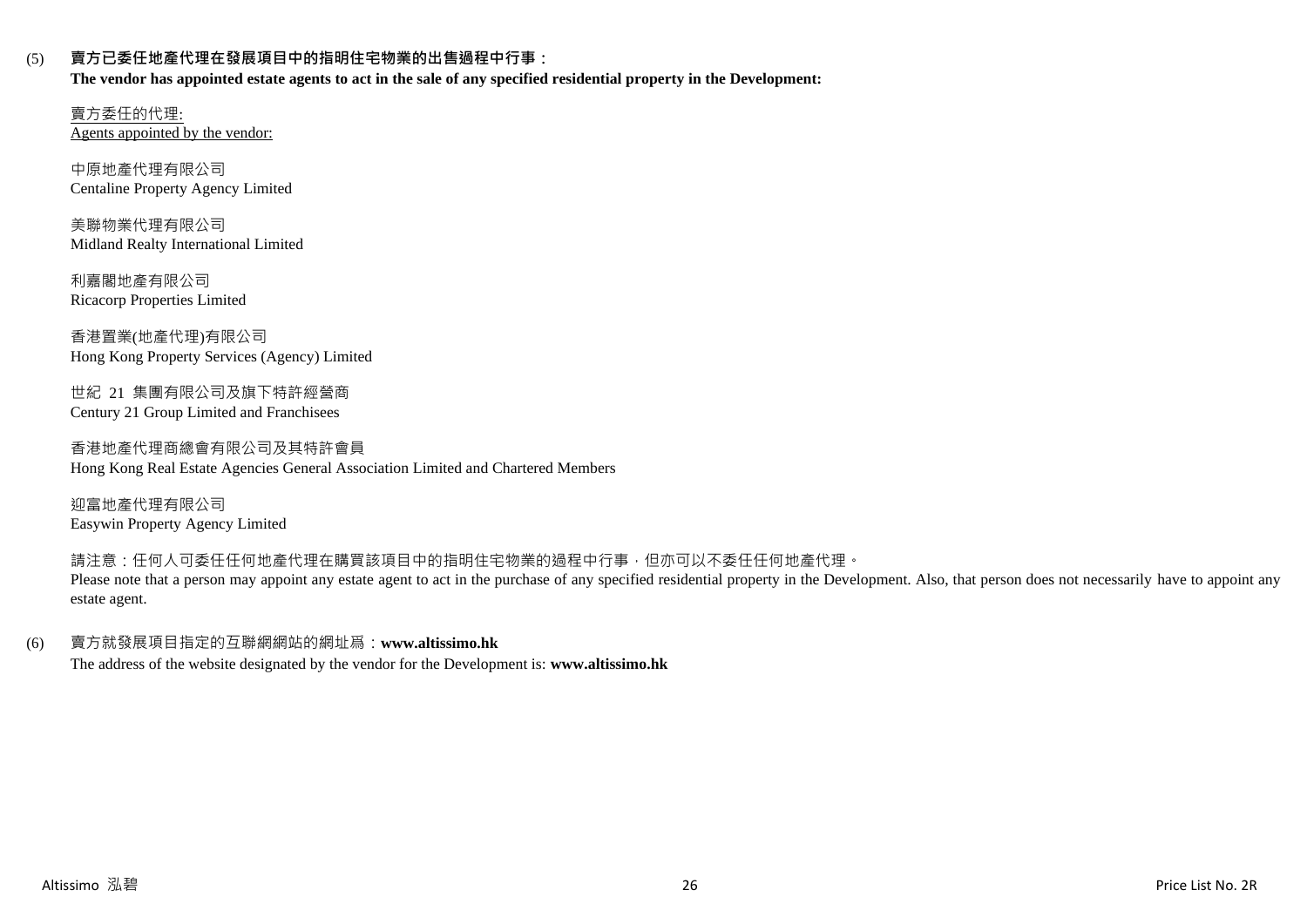(5) **賣方已委任地產代理在發展項目中的指明住宅物業的出售過程中行事：**
**The vendor has appointed estate agents to act in the sale of any specified residential property in the Development:**

賣方委任的代理:
Agents appointed by the vendor:

中原地產代理有限公司
Centaline Property Agency Limited

美聯物業代理有限公司
Midland Realty International Limited

利嘉閣地產有限公司
Ricacorp Properties Limited

香港置業(地產代理)有限公司
Hong Kong Property Services (Agency) Limited

世紀 21 集團有限公司及旗下特許經營商
Century 21 Group Limited and Franchisees

香港地產代理商總會有限公司及其特許會員
Hong Kong Real Estate Agencies General Association Limited and Chartered Members

迎富地產代理有限公司
Easywin Property Agency Limited

請注意：任何人可委任任何地產代理在購買該項目中的指明住宅物業的過程中行事，但亦可以不委任任何地產代理。
Please note that a person may appoint any estate agent to act in the purchase of any specified residential property in the Development. Also, that person does not necessarily have to appoint any estate agent.

(6) 賣方就發展項目指定的互聯網網站的網址爲：**www.altissimo.hk**
The address of the website designated by the vendor for the Development is: **www.altissimo.hk**